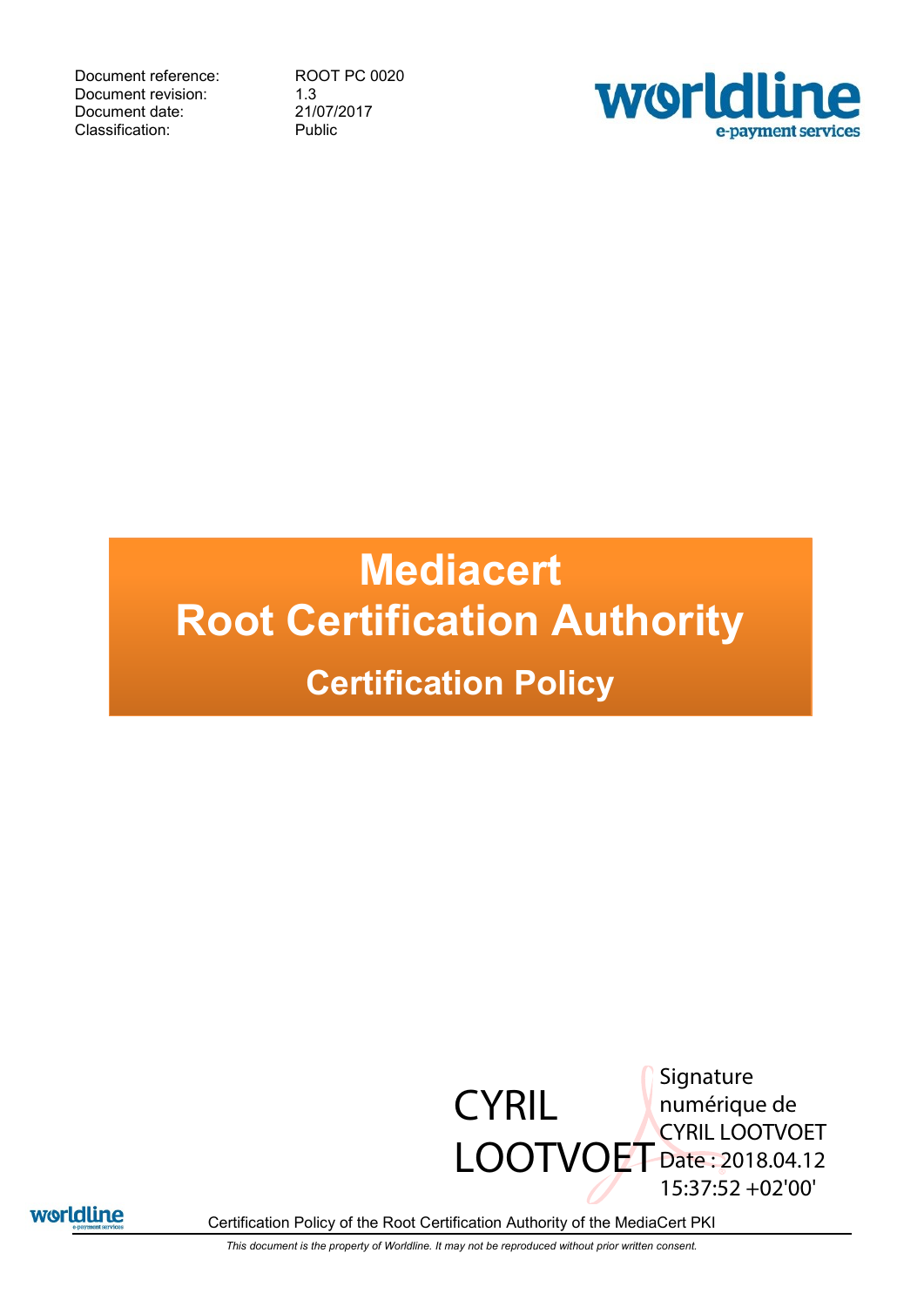| | |
|---|---|
| Document reference: | ROOT PC 0020 |
| Document revision: | 1.3 |
| Document date: | 21/07/2017 |
| Classification: | Public |

# Mediacert Root Certification Authority

## Certification Policy

CYRIL LOOTVOET

Signature numérique de CYRIL LOOTVOET
Date : 2018.04.12 15:37:52 +02'00'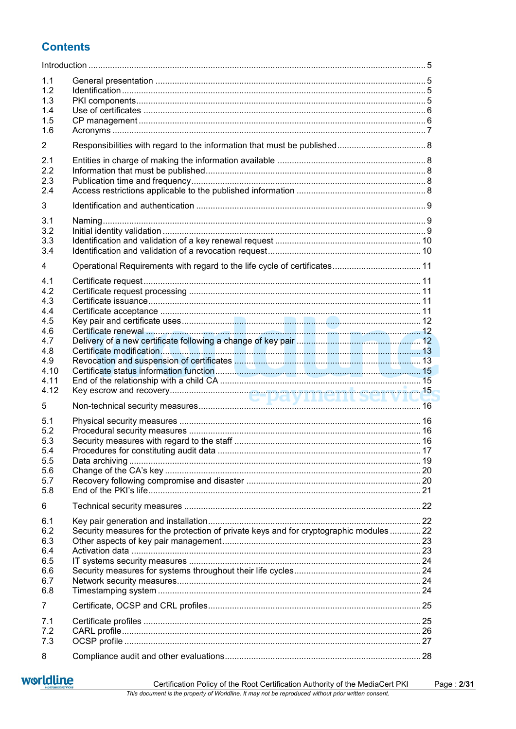# Contents

Introduction ........ 5

1.1 General presentation ........ 5
1.2 Identification ........ 5
1.3 PKI components ........ 5
1.4 Use of certificates ........ 6
1.5 CP management ........ 6
1.6 Acronyms ........ 7

2 Responsibilities with regard to the information that must be published ........ 8

2.1 Entities in charge of making the information available ........ 8
2.2 Information that must be published ........ 8
2.3 Publication time and frequency ........ 8
2.4 Access restrictions applicable to the published information ........ 8

3 Identification and authentication ........ 9

3.1 Naming ........ 9
3.2 Initial identity validation ........ 9
3.3 Identification and validation of a key renewal request ........ 10
3.4 Identification and validation of a revocation request ........ 10

4 Operational Requirements with regard to the life cycle of certificates ........ 11

4.1 Certificate request ........ 11
4.2 Certificate request processing ........ 11
4.3 Certificate issuance ........ 11
4.4 Certificate acceptance ........ 11
4.5 Key pair and certificate uses ........ 12
4.6 Certificate renewal ........ 12
4.7 Delivery of a new certificate following a change of key pair ........ 12
4.8 Certificate modification ........ 13
4.9 Revocation and suspension of certificates ........ 13
4.10 Certificate status information function ........ 15
4.11 End of the relationship with a child CA ........ 15
4.12 Key escrow and recovery ........ 15

5 Non-technical security measures ........ 16

5.1 Physical security measures ........ 16
5.2 Procedural security measures ........ 16
5.3 Security measures with regard to the staff ........ 16
5.4 Procedures for constituting audit data ........ 17
5.5 Data archiving ........ 19
5.6 Change of the CA's key ........ 20
5.7 Recovery following compromise and disaster ........ 20
5.8 End of the PKI's life ........ 21

6 Technical security measures ........ 22

6.1 Key pair generation and installation ........ 22
6.2 Security measures for the protection of private keys and for cryptographic modules ........ 22
6.3 Other aspects of key pair management ........ 23
6.4 Activation data ........ 23
6.5 IT systems security measures ........ 24
6.6 Security measures for systems throughout their life cycles ........ 24
6.7 Network security measures ........ 24
6.8 Timestamping system ........ 24

7 Certificate, OCSP and CRL profiles ........ 25

7.1 Certificate profiles ........ 25
7.2 CARL profile ........ 26
7.3 OCSP profile ........ 27

8 Compliance audit and other evaluations ........ 28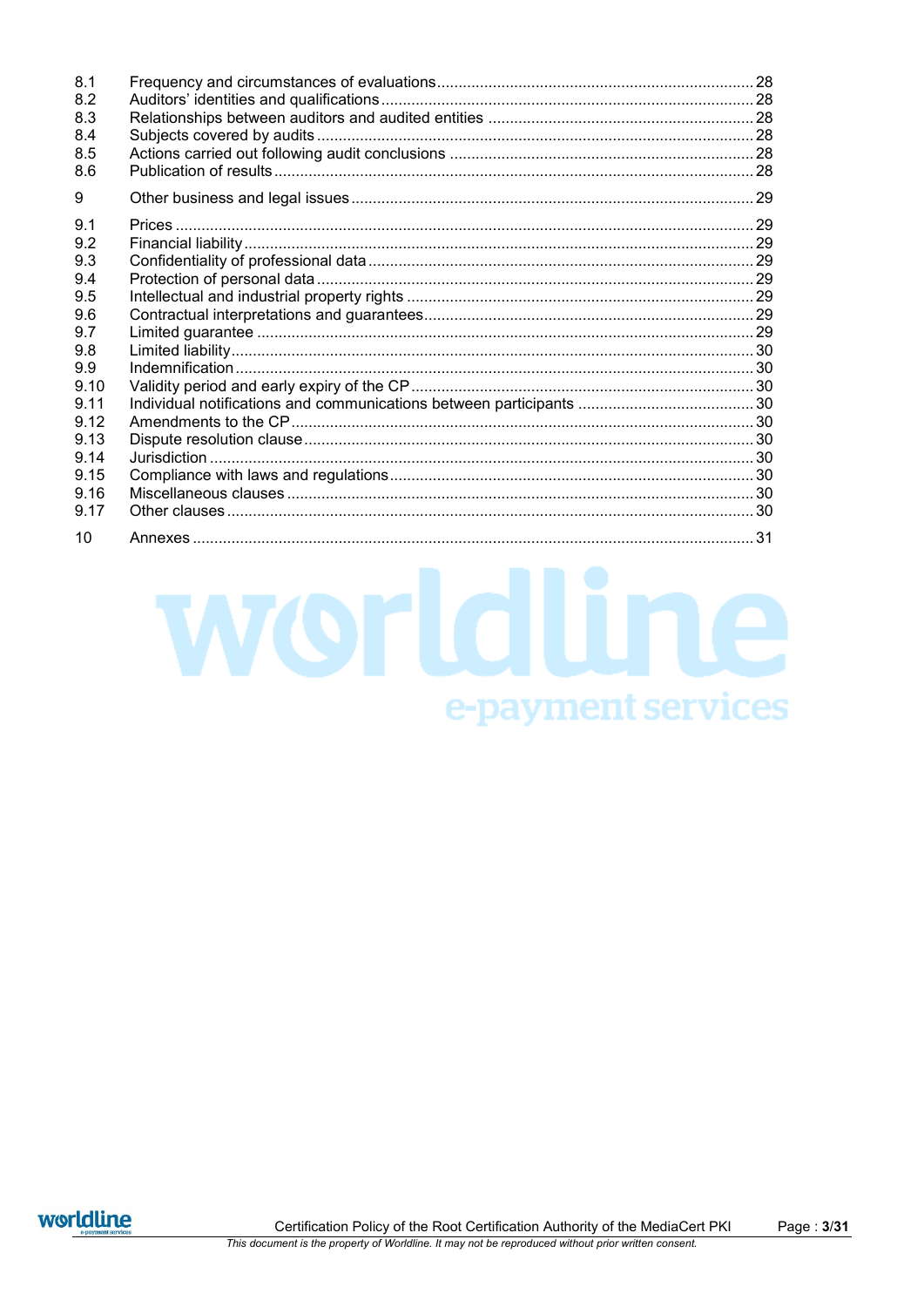| | | |
|---|---|---|
| 8.1 | Frequency and circumstances of evaluations | 28 |
| 8.2 | Auditors' identities and qualifications | 28 |
| 8.3 | Relationships between auditors and audited entities | 28 |
| 8.4 | Subjects covered by audits | 28 |
| 8.5 | Actions carried out following audit conclusions | 28 |
| 8.6 | Publication of results | 28 |
| 9 | Other business and legal issues | 29 |
| 9.1 | Prices | 29 |
| 9.2 | Financial liability | 29 |
| 9.3 | Confidentiality of professional data | 29 |
| 9.4 | Protection of personal data | 29 |
| 9.5 | Intellectual and industrial property rights | 29 |
| 9.6 | Contractual interpretations and guarantees | 29 |
| 9.7 | Limited guarantee | 29 |
| 9.8 | Limited liability | 30 |
| 9.9 | Indemnification | 30 |
| 9.10 | Validity period and early expiry of the CP | 30 |
| 9.11 | Individual notifications and communications between participants | 30 |
| 9.12 | Amendments to the CP | 30 |
| 9.13 | Dispute resolution clause | 30 |
| 9.14 | Jurisdiction | 30 |
| 9.15 | Compliance with laws and regulations | 30 |
| 9.16 | Miscellaneous clauses | 30 |
| 9.17 | Other clauses | 30 |
| 10 | Annexes | 31 |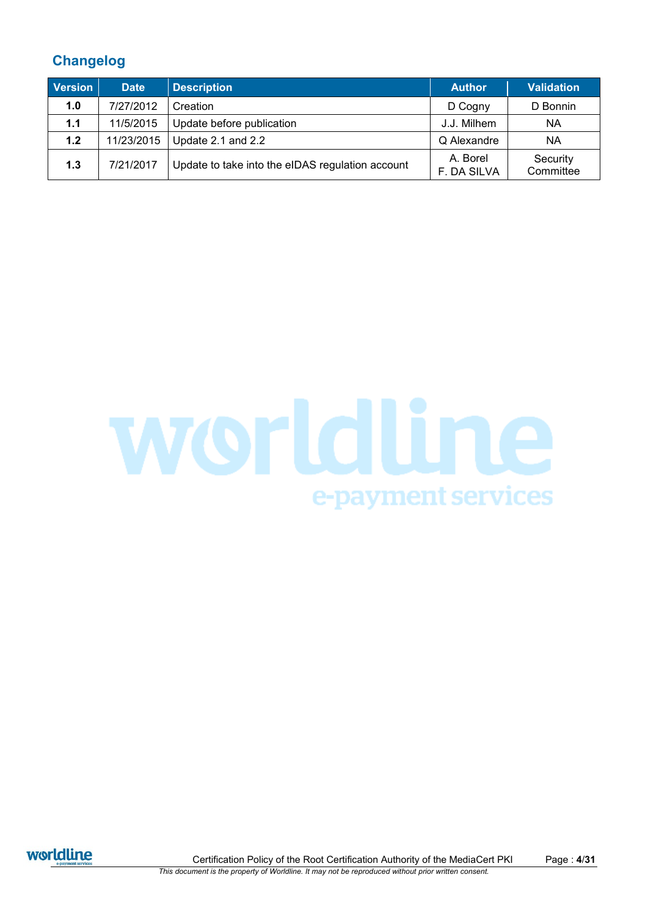## Changelog

| Version | Date | Description | Author | Validation |
|---|---|---|---|---|
| **1.0** | 7/27/2012 | Creation | D Cogny | D Bonnin |
| **1.1** | 11/5/2015 | Update before publication | J.J. Milhem | NA |
| **1.2** | 11/23/2015 | Update 2.1 and 2.2 | Q Alexandre | NA |
| **1.3** | 7/21/2017 | Update to take into the eIDAS regulation account | A. Borel<br>F. DA SILVA | Security Committee |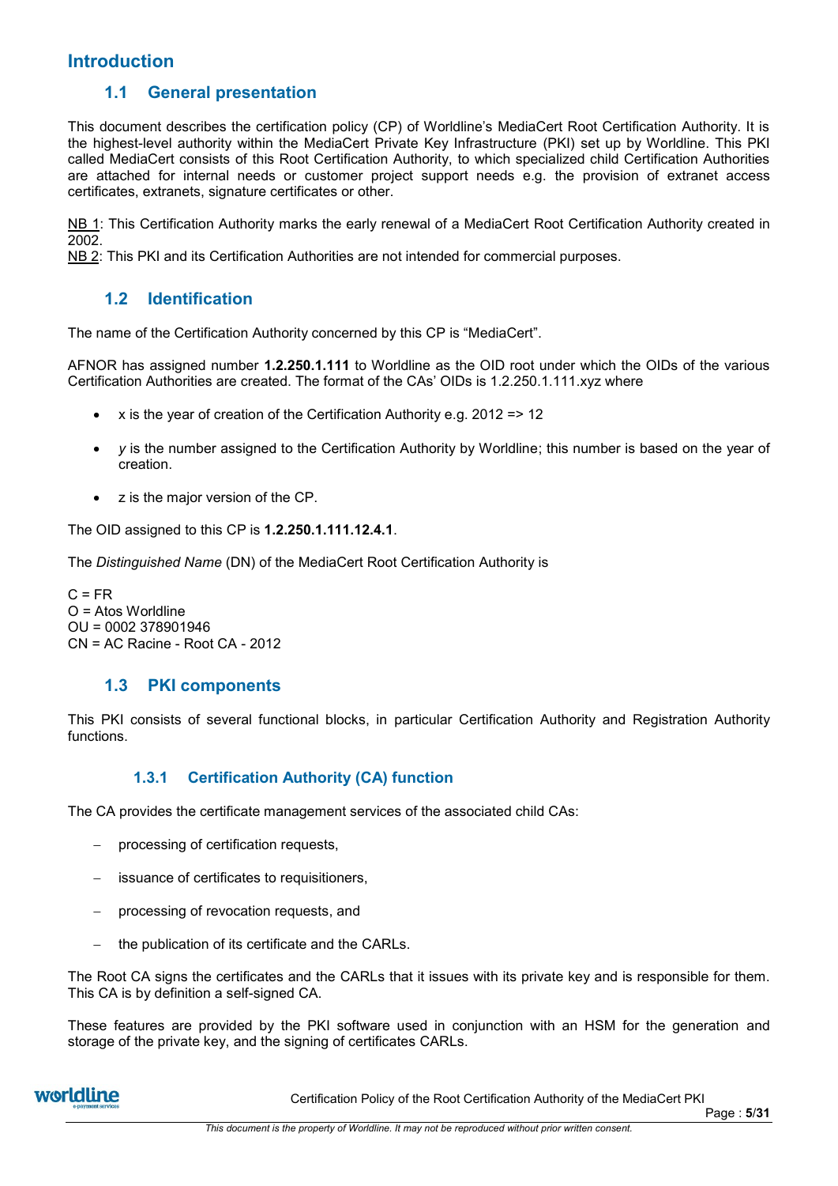# Introduction

## 1.1 General presentation

This document describes the certification policy (CP) of Worldline's MediaCert Root Certification Authority. It is the highest-level authority within the MediaCert Private Key Infrastructure (PKI) set up by Worldline. This PKI called MediaCert consists of this Root Certification Authority, to which specialized child Certification Authorities are attached for internal needs or customer project support needs e.g. the provision of extranet access certificates, extranets, signature certificates or other.

NB 1: This Certification Authority marks the early renewal of a MediaCert Root Certification Authority created in 2002.
NB 2: This PKI and its Certification Authorities are not intended for commercial purposes.

## 1.2 Identification

The name of the Certification Authority concerned by this CP is "MediaCert".

AFNOR has assigned number **1.2.250.1.111** to Worldline as the OID root under which the OIDs of the various Certification Authorities are created. The format of the CAs' OIDs is 1.2.250.1.111.xyz where

- x is the year of creation of the Certification Authority e.g. 2012 => 12
- *y* is the number assigned to the Certification Authority by Worldline; this number is based on the year of creation.
- z is the major version of the CP.

The OID assigned to this CP is **1.2.250.1.111.12.4.1**.

The *Distinguished Name* (DN) of the MediaCert Root Certification Authority is

C = FR
O = Atos Worldline
OU = 0002 378901946
CN = AC Racine - Root CA - 2012

## 1.3 PKI components

This PKI consists of several functional blocks, in particular Certification Authority and Registration Authority functions.

### 1.3.1 Certification Authority (CA) function

The CA provides the certificate management services of the associated child CAs:

- processing of certification requests,
- issuance of certificates to requisitioners,
- processing of revocation requests, and
- the publication of its certificate and the CARLs.

The Root CA signs the certificates and the CARLs that it issues with its private key and is responsible for them. This CA is by definition a self-signed CA.

These features are provided by the PKI software used in conjunction with an HSM for the generation and storage of the private key, and the signing of certificates CARLs.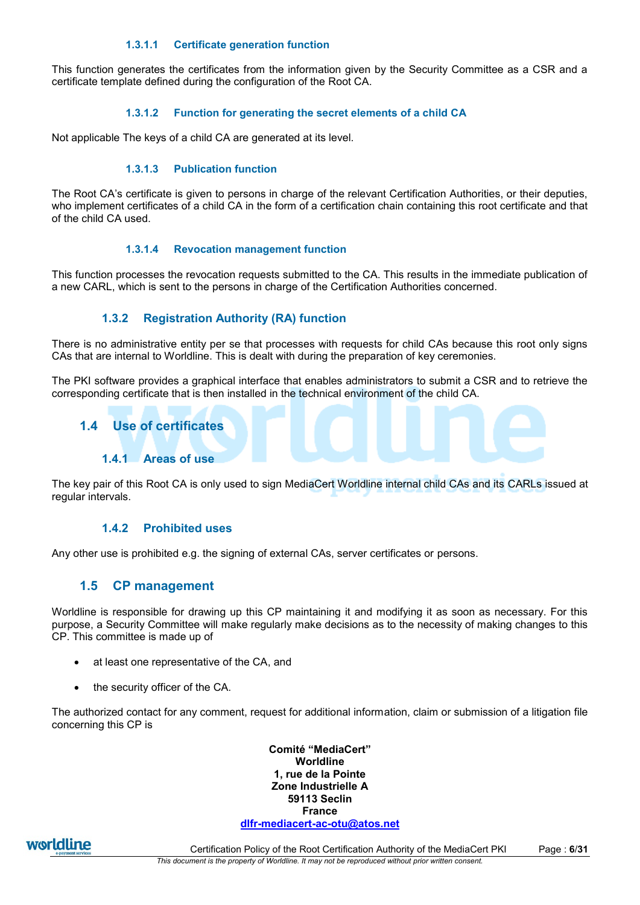#### 1.3.1.1 Certificate generation function

This function generates the certificates from the information given by the Security Committee as a CSR and a certificate template defined during the configuration of the Root CA.

#### 1.3.1.2 Function for generating the secret elements of a child CA

Not applicable The keys of a child CA are generated at its level.

#### 1.3.1.3 Publication function

The Root CA's certificate is given to persons in charge of the relevant Certification Authorities, or their deputies, who implement certificates of a child CA in the form of a certification chain containing this root certificate and that of the child CA used.

#### 1.3.1.4 Revocation management function

This function processes the revocation requests submitted to the CA. This results in the immediate publication of a new CARL, which is sent to the persons in charge of the Certification Authorities concerned.

### 1.3.2 Registration Authority (RA) function

There is no administrative entity per se that processes with requests for child CAs because this root only signs CAs that are internal to Worldline. This is dealt with during the preparation of key ceremonies.

The PKI software provides a graphical interface that enables administrators to submit a CSR and to retrieve the corresponding certificate that is then installed in the technical environment of the child CA.

## 1.4 Use of certificates

### 1.4.1 Areas of use

The key pair of this Root CA is only used to sign MediaCert Worldline internal child CAs and its CARLs issued at regular intervals.

### 1.4.2 Prohibited uses

Any other use is prohibited e.g. the signing of external CAs, server certificates or persons.

## 1.5 CP management

Worldline is responsible for drawing up this CP maintaining it and modifying it as soon as necessary. For this purpose, a Security Committee will make regularly make decisions as to the necessity of making changes to this CP. This committee is made up of

- at least one representative of the CA, and
- the security officer of the CA.

The authorized contact for any comment, request for additional information, claim or submission of a litigation file concerning this CP is

**Comité "MediaCert"**
**Worldline**
**1, rue de la Pointe**
**Zone Industrielle A**
**59113 Seclin**
**France**
**dlfr-mediacert-ac-otu@atos.net**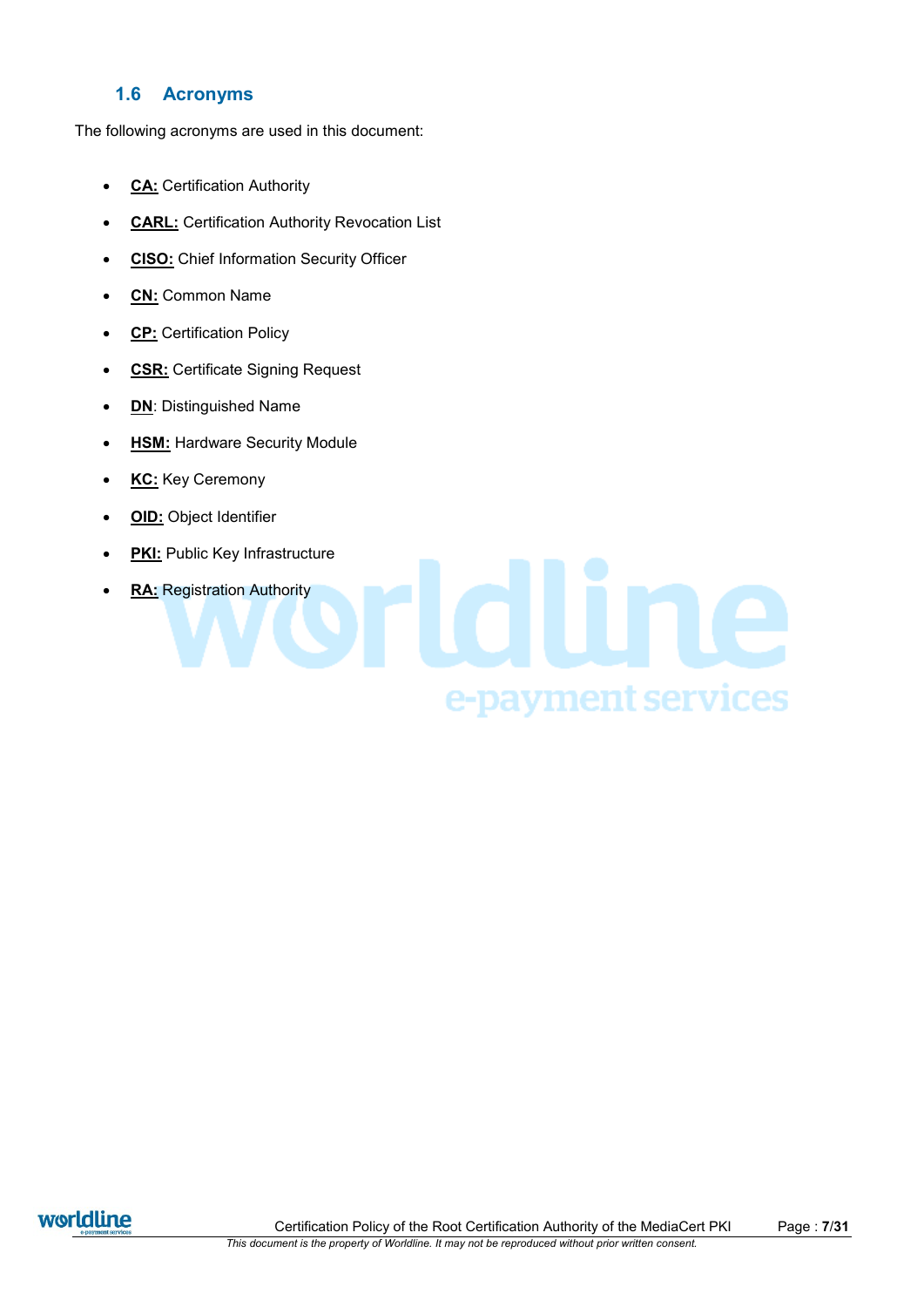## 1.6 Acronyms

The following acronyms are used in this document:

- **CA:** Certification Authority
- **CARL:** Certification Authority Revocation List
- **CISO:** Chief Information Security Officer
- **CN:** Common Name
- **CP:** Certification Policy
- **CSR:** Certificate Signing Request
- **DN**: Distinguished Name
- **HSM:** Hardware Security Module
- **KC:** Key Ceremony
- **OID:** Object Identifier
- **PKI:** Public Key Infrastructure
- **RA:** Registration Authority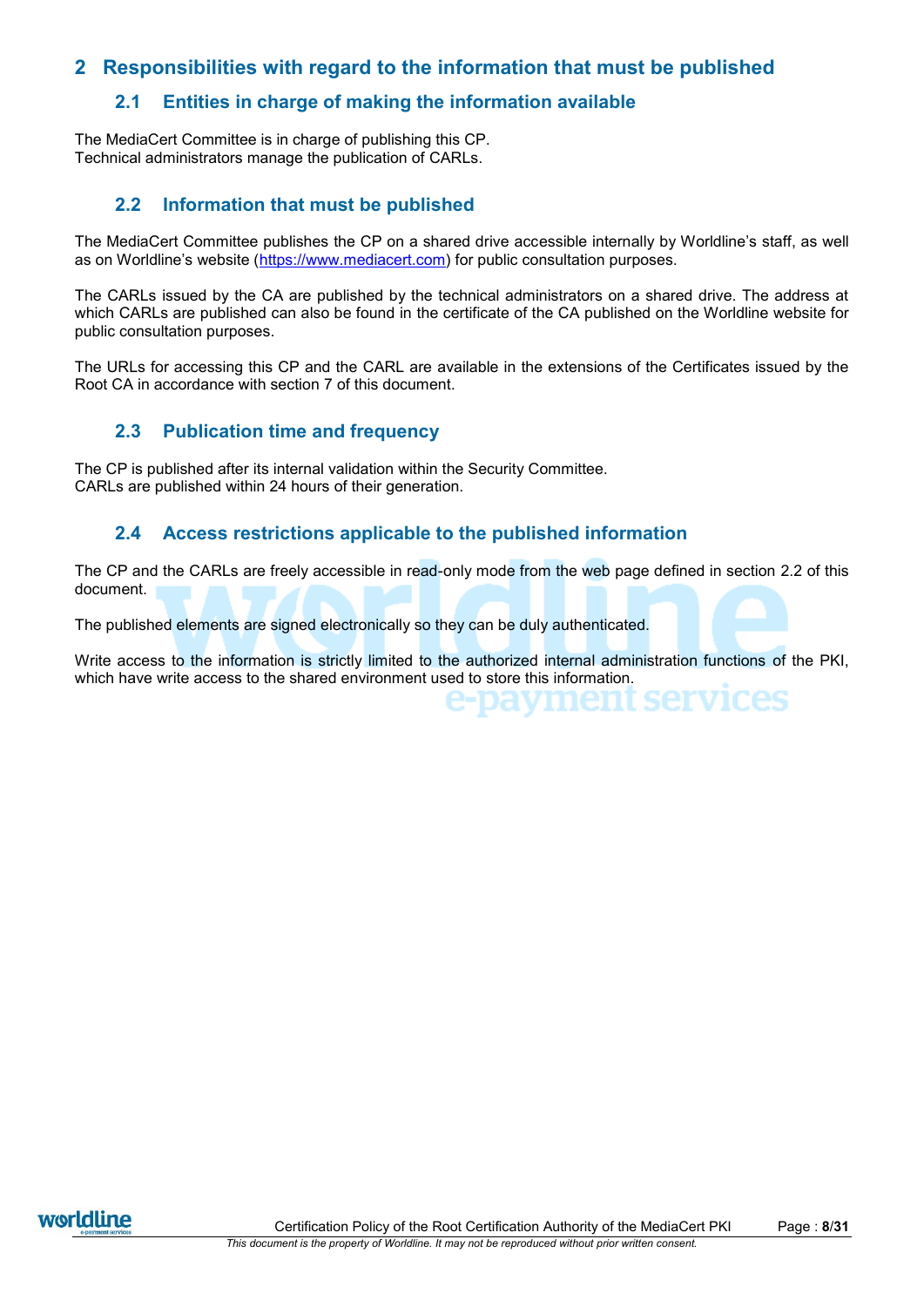# 2 Responsibilities with regard to the information that must be published

## 2.1 Entities in charge of making the information available

The MediaCert Committee is in charge of publishing this CP.
Technical administrators manage the publication of CARLs.

## 2.2 Information that must be published

The MediaCert Committee publishes the CP on a shared drive accessible internally by Worldline's staff, as well as on Worldline's website (https://www.mediacert.com) for public consultation purposes.

The CARLs issued by the CA are published by the technical administrators on a shared drive. The address at which CARLs are published can also be found in the certificate of the CA published on the Worldline website for public consultation purposes.

The URLs for accessing this CP and the CARL are available in the extensions of the Certificates issued by the Root CA in accordance with section 7 of this document.

## 2.3 Publication time and frequency

The CP is published after its internal validation within the Security Committee.
CARLs are published within 24 hours of their generation.

## 2.4 Access restrictions applicable to the published information

The CP and the CARLs are freely accessible in read-only mode from the web page defined in section 2.2 of this document.

The published elements are signed electronically so they can be duly authenticated.

Write access to the information is strictly limited to the authorized internal administration functions of the PKI, which have write access to the shared environment used to store this information.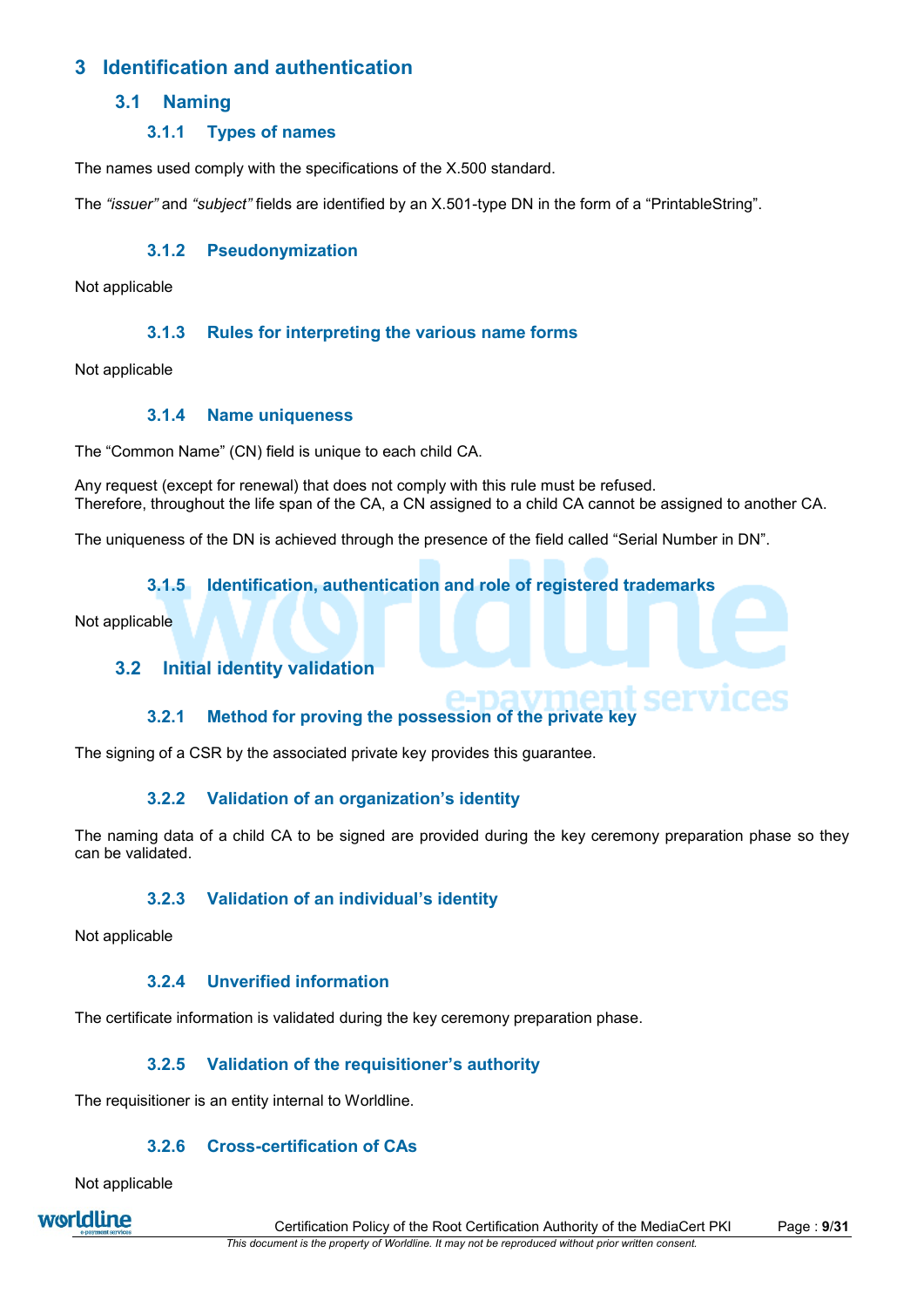# 3 Identification and authentication

## 3.1 Naming

### 3.1.1 Types of names

The names used comply with the specifications of the X.500 standard.

The *"issuer"* and *"subject"* fields are identified by an X.501-type DN in the form of a "PrintableString".

### 3.1.2 Pseudonymization

Not applicable

### 3.1.3 Rules for interpreting the various name forms

Not applicable

### 3.1.4 Name uniqueness

The "Common Name" (CN) field is unique to each child CA.

Any request (except for renewal) that does not comply with this rule must be refused.
Therefore, throughout the life span of the CA, a CN assigned to a child CA cannot be assigned to another CA.

The uniqueness of the DN is achieved through the presence of the field called "Serial Number in DN".

### 3.1.5 Identification, authentication and role of registered trademarks

Not applicable

## 3.2 Initial identity validation

### 3.2.1 Method for proving the possession of the private key

The signing of a CSR by the associated private key provides this guarantee.

### 3.2.2 Validation of an organization's identity

The naming data of a child CA to be signed are provided during the key ceremony preparation phase so they can be validated.

### 3.2.3 Validation of an individual's identity

Not applicable

### 3.2.4 Unverified information

The certificate information is validated during the key ceremony preparation phase.

### 3.2.5 Validation of the requisitioner's authority

The requisitioner is an entity internal to Worldline.

### 3.2.6 Cross-certification of CAs

Not applicable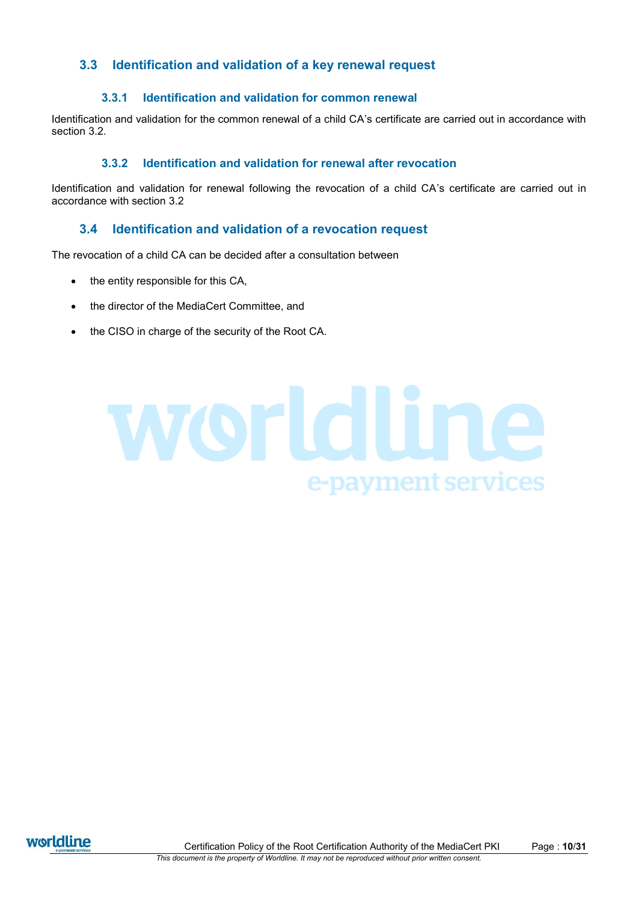## 3.3 Identification and validation of a key renewal request

### 3.3.1 Identification and validation for common renewal

Identification and validation for the common renewal of a child CA's certificate are carried out in accordance with section 3.2.

### 3.3.2 Identification and validation for renewal after revocation

Identification and validation for renewal following the revocation of a child CA's certificate are carried out in accordance with section 3.2

## 3.4 Identification and validation of a revocation request

The revocation of a child CA can be decided after a consultation between

- the entity responsible for this CA,
- the director of the MediaCert Committee, and
- the CISO in charge of the security of the Root CA.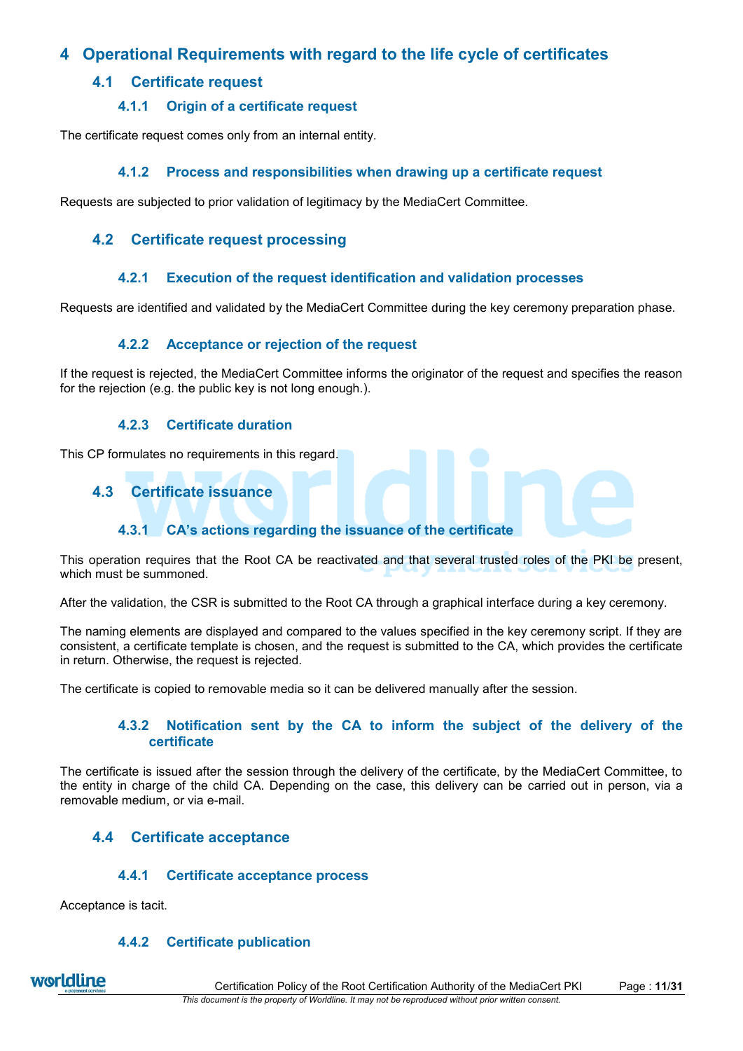# 4 Operational Requirements with regard to the life cycle of certificates

## 4.1 Certificate request

### 4.1.1 Origin of a certificate request

The certificate request comes only from an internal entity.

### 4.1.2 Process and responsibilities when drawing up a certificate request

Requests are subjected to prior validation of legitimacy by the MediaCert Committee.

## 4.2 Certificate request processing

### 4.2.1 Execution of the request identification and validation processes

Requests are identified and validated by the MediaCert Committee during the key ceremony preparation phase.

### 4.2.2 Acceptance or rejection of the request

If the request is rejected, the MediaCert Committee informs the originator of the request and specifies the reason for the rejection (e.g. the public key is not long enough.).

### 4.2.3 Certificate duration

This CP formulates no requirements in this regard.

## 4.3 Certificate issuance

### 4.3.1 CA's actions regarding the issuance of the certificate

This operation requires that the Root CA be reactivated and that several trusted roles of the PKI be present, which must be summoned.

After the validation, the CSR is submitted to the Root CA through a graphical interface during a key ceremony.

The naming elements are displayed and compared to the values specified in the key ceremony script. If they are consistent, a certificate template is chosen, and the request is submitted to the CA, which provides the certificate in return. Otherwise, the request is rejected.

The certificate is copied to removable media so it can be delivered manually after the session.

### 4.3.2 Notification sent by the CA to inform the subject of the delivery of the certificate

The certificate is issued after the session through the delivery of the certificate, by the MediaCert Committee, to the entity in charge of the child CA. Depending on the case, this delivery can be carried out in person, via a removable medium, or via e-mail.

## 4.4 Certificate acceptance

### 4.4.1 Certificate acceptance process

Acceptance is tacit.

### 4.4.2 Certificate publication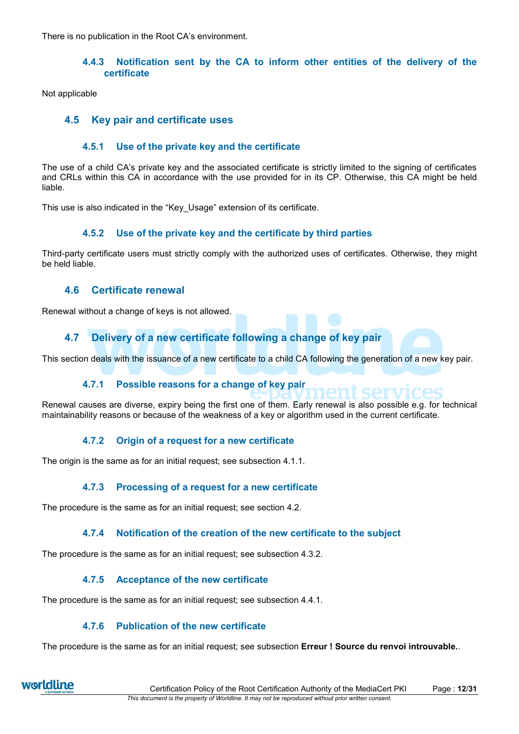There is no publication in the Root CA's environment.

### 4.4.3 Notification sent by the CA to inform other entities of the delivery of the certificate

Not applicable

## 4.5 Key pair and certificate uses

### 4.5.1 Use of the private key and the certificate

The use of a child CA's private key and the associated certificate is strictly limited to the signing of certificates and CRLs within this CA in accordance with the use provided for in its CP. Otherwise, this CA might be held liable.

This use is also indicated in the "Key_Usage" extension of its certificate.

### 4.5.2 Use of the private key and the certificate by third parties

Third-party certificate users must strictly comply with the authorized uses of certificates. Otherwise, they might be held liable.

## 4.6 Certificate renewal

Renewal without a change of keys is not allowed.

## 4.7 Delivery of a new certificate following a change of key pair

This section deals with the issuance of a new certificate to a child CA following the generation of a new key pair.

### 4.7.1 Possible reasons for a change of key pair

Renewal causes are diverse, expiry being the first one of them. Early renewal is also possible e.g. for technical maintainability reasons or because of the weakness of a key or algorithm used in the current certificate.

### 4.7.2 Origin of a request for a new certificate

The origin is the same as for an initial request; see subsection 4.1.1.

### 4.7.3 Processing of a request for a new certificate

The procedure is the same as for an initial request; see section 4.2.

### 4.7.4 Notification of the creation of the new certificate to the subject

The procedure is the same as for an initial request; see subsection 4.3.2.

### 4.7.5 Acceptance of the new certificate

The procedure is the same as for an initial request; see subsection 4.4.1.

### 4.7.6 Publication of the new certificate

The procedure is the same as for an initial request; see subsection **Erreur ! Source du renvoi introuvable.**.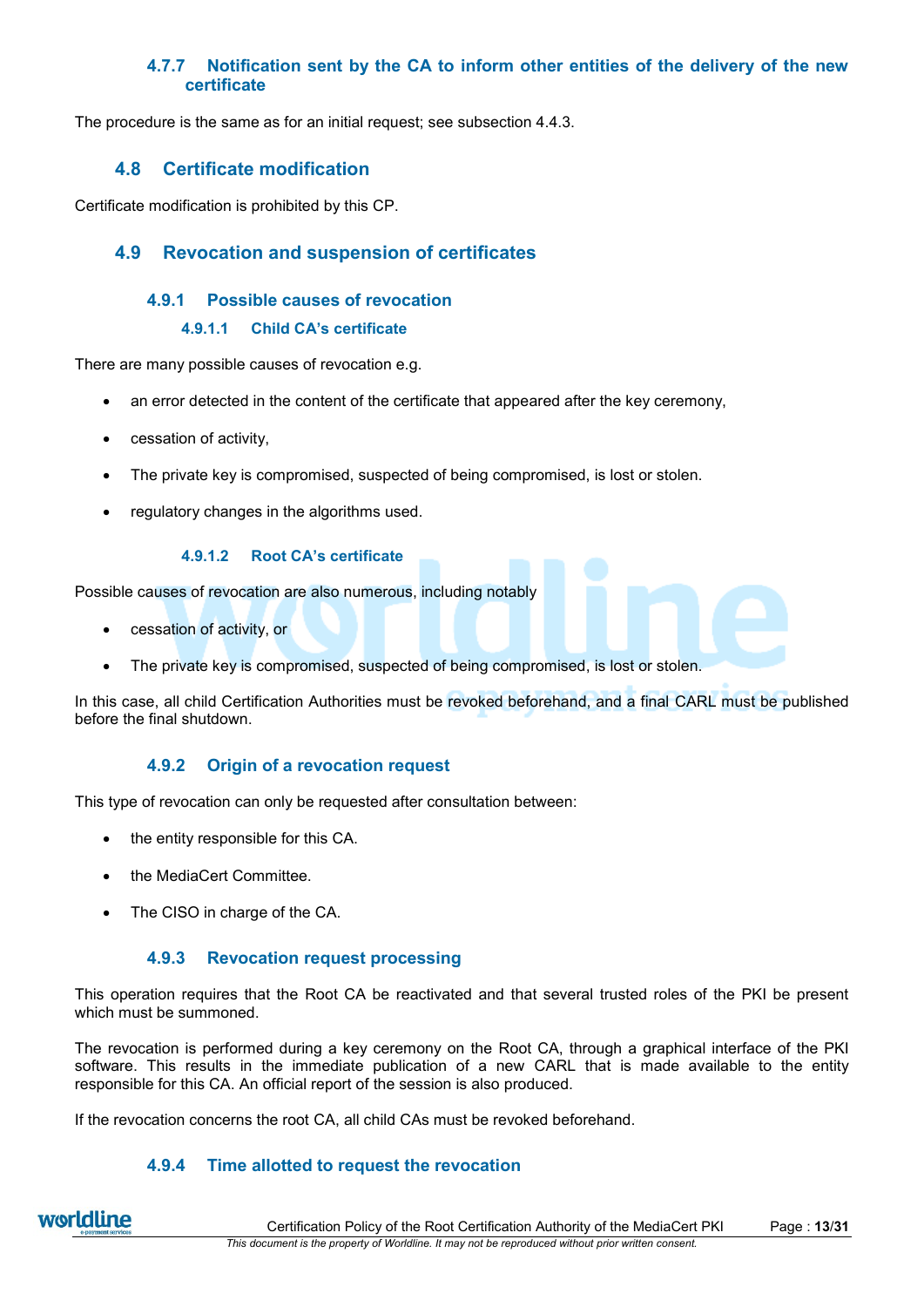#### 4.7.7 Notification sent by the CA to inform other entities of the delivery of the new certificate

The procedure is the same as for an initial request; see subsection 4.4.3.

### 4.8 Certificate modification

Certificate modification is prohibited by this CP.

### 4.9 Revocation and suspension of certificates

#### 4.9.1 Possible causes of revocation

##### 4.9.1.1 Child CA's certificate

There are many possible causes of revocation e.g.

- an error detected in the content of the certificate that appeared after the key ceremony,
- cessation of activity,
- The private key is compromised, suspected of being compromised, is lost or stolen.
- regulatory changes in the algorithms used.

##### 4.9.1.2 Root CA's certificate

Possible causes of revocation are also numerous, including notably

- cessation of activity, or
- The private key is compromised, suspected of being compromised, is lost or stolen.

In this case, all child Certification Authorities must be revoked beforehand, and a final CARL must be published before the final shutdown.

#### 4.9.2 Origin of a revocation request

This type of revocation can only be requested after consultation between:

- the entity responsible for this CA.
- the MediaCert Committee.
- The CISO in charge of the CA.

#### 4.9.3 Revocation request processing

This operation requires that the Root CA be reactivated and that several trusted roles of the PKI be present which must be summoned.

The revocation is performed during a key ceremony on the Root CA, through a graphical interface of the PKI software. This results in the immediate publication of a new CARL that is made available to the entity responsible for this CA. An official report of the session is also produced.

If the revocation concerns the root CA, all child CAs must be revoked beforehand.

#### 4.9.4 Time allotted to request the revocation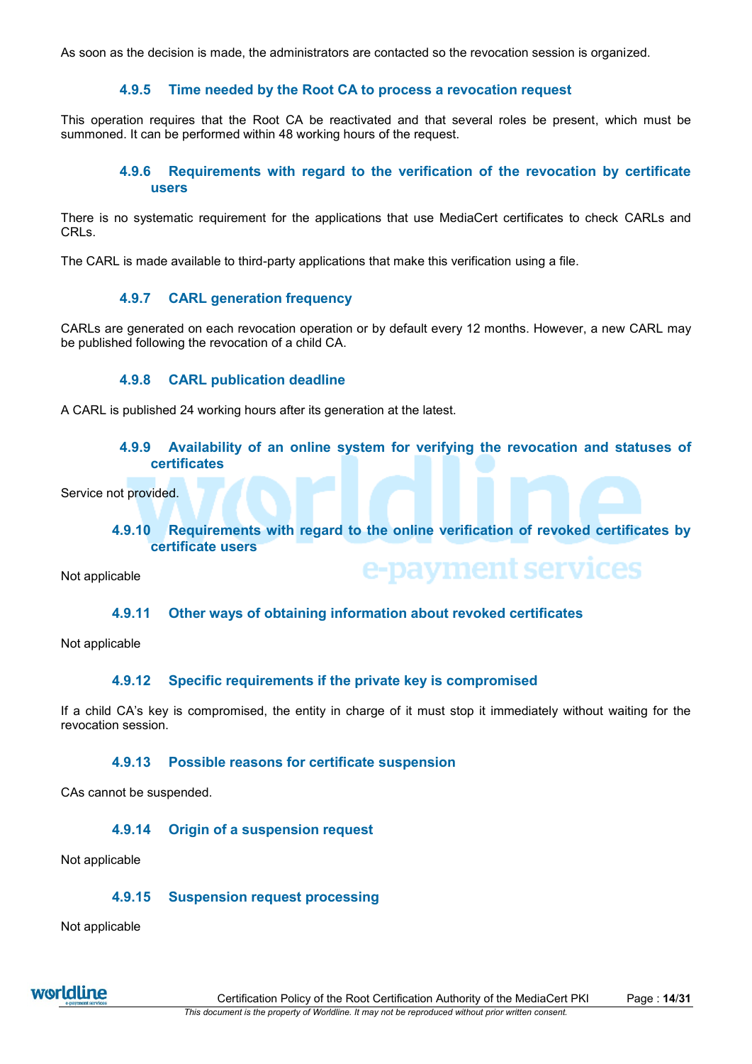As soon as the decision is made, the administrators are contacted so the revocation session is organized.

#### 4.9.5 Time needed by the Root CA to process a revocation request

This operation requires that the Root CA be reactivated and that several roles be present, which must be summoned. It can be performed within 48 working hours of the request.

#### 4.9.6 Requirements with regard to the verification of the revocation by certificate users

There is no systematic requirement for the applications that use MediaCert certificates to check CARLs and CRLs.

The CARL is made available to third-party applications that make this verification using a file.

#### 4.9.7 CARL generation frequency

CARLs are generated on each revocation operation or by default every 12 months. However, a new CARL may be published following the revocation of a child CA.

#### 4.9.8 CARL publication deadline

A CARL is published 24 working hours after its generation at the latest.

#### 4.9.9 Availability of an online system for verifying the revocation and statuses of certificates

Service not provided.

#### 4.9.10 Requirements with regard to the online verification of revoked certificates by certificate users

Not applicable

#### 4.9.11 Other ways of obtaining information about revoked certificates

Not applicable

#### 4.9.12 Specific requirements if the private key is compromised

If a child CA's key is compromised, the entity in charge of it must stop it immediately without waiting for the revocation session.

#### 4.9.13 Possible reasons for certificate suspension

CAs cannot be suspended.

#### 4.9.14 Origin of a suspension request

Not applicable

#### 4.9.15 Suspension request processing

Not applicable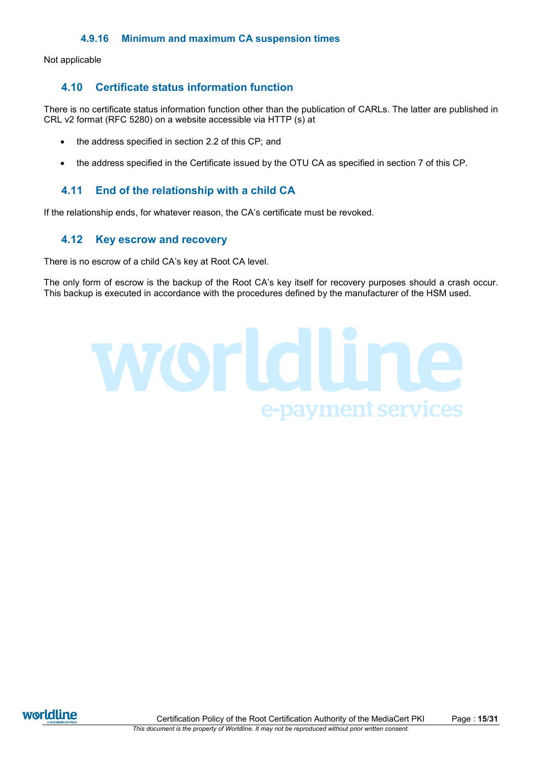#### 4.9.16 Minimum and maximum CA suspension times

Not applicable

### 4.10 Certificate status information function

There is no certificate status information function other than the publication of CARLs. The latter are published in CRL v2 format (RFC 5280) on a website accessible via HTTP (s) at

- the address specified in section 2.2 of this CP; and
- the address specified in the Certificate issued by the OTU CA as specified in section 7 of this CP.

### 4.11 End of the relationship with a child CA

If the relationship ends, for whatever reason, the CA's certificate must be revoked.

### 4.12 Key escrow and recovery

There is no escrow of a child CA's key at Root CA level.

The only form of escrow is the backup of the Root CA's key itself for recovery purposes should a crash occur. This backup is executed in accordance with the procedures defined by the manufacturer of the HSM used.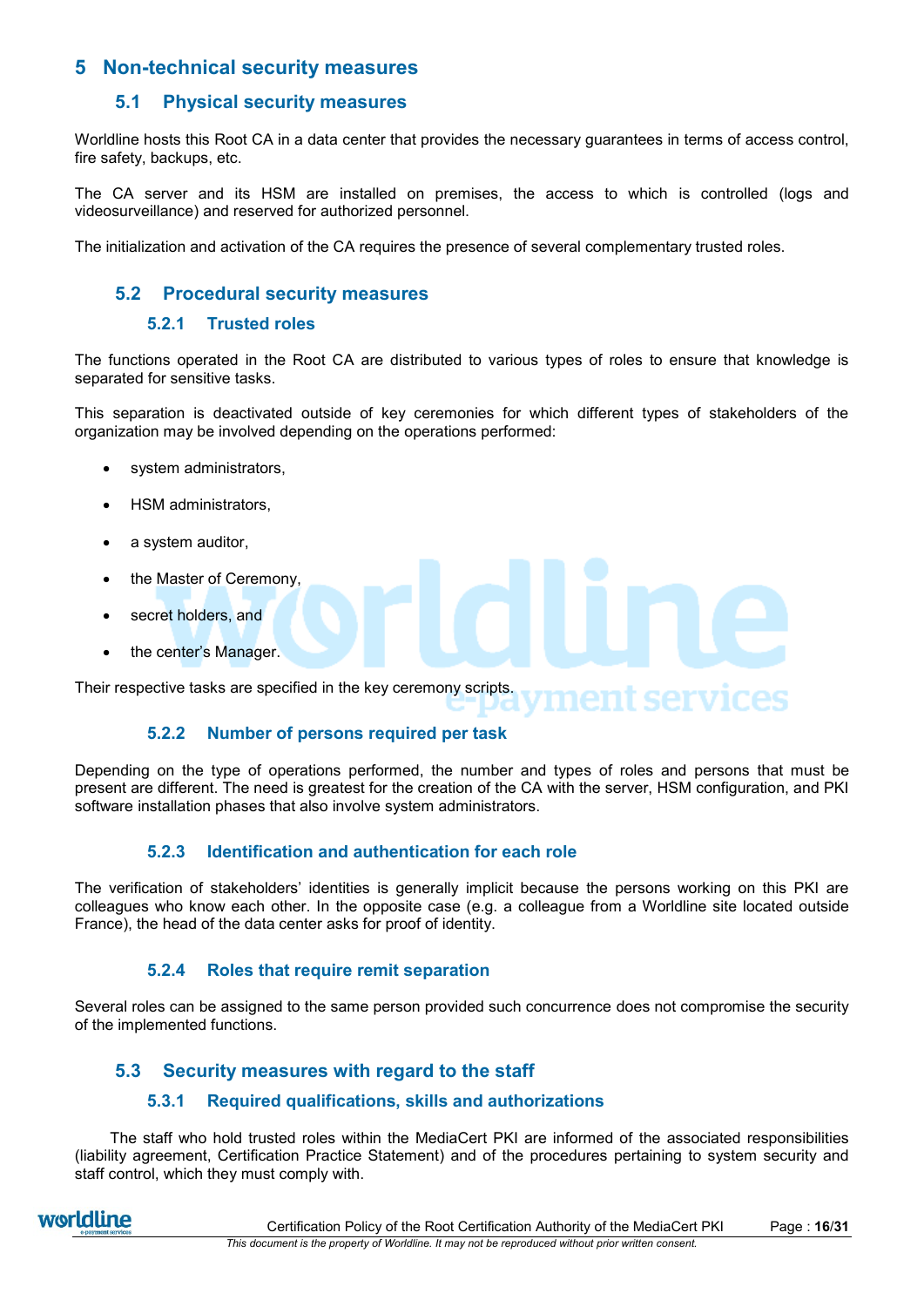# 5 Non-technical security measures

## 5.1 Physical security measures

Worldline hosts this Root CA in a data center that provides the necessary guarantees in terms of access control, fire safety, backups, etc.

The CA server and its HSM are installed on premises, the access to which is controlled (logs and videosurveillance) and reserved for authorized personnel.

The initialization and activation of the CA requires the presence of several complementary trusted roles.

## 5.2 Procedural security measures

### 5.2.1 Trusted roles

The functions operated in the Root CA are distributed to various types of roles to ensure that knowledge is separated for sensitive tasks.

This separation is deactivated outside of key ceremonies for which different types of stakeholders of the organization may be involved depending on the operations performed:

- system administrators,
- HSM administrators,
- a system auditor,
- the Master of Ceremony,
- secret holders, and
- the center's Manager.

Their respective tasks are specified in the key ceremony scripts.

### 5.2.2 Number of persons required per task

Depending on the type of operations performed, the number and types of roles and persons that must be present are different. The need is greatest for the creation of the CA with the server, HSM configuration, and PKI software installation phases that also involve system administrators.

### 5.2.3 Identification and authentication for each role

The verification of stakeholders' identities is generally implicit because the persons working on this PKI are colleagues who know each other. In the opposite case (e.g. a colleague from a Worldline site located outside France), the head of the data center asks for proof of identity.

### 5.2.4 Roles that require remit separation

Several roles can be assigned to the same person provided such concurrence does not compromise the security of the implemented functions.

## 5.3 Security measures with regard to the staff

### 5.3.1 Required qualifications, skills and authorizations

The staff who hold trusted roles within the MediaCert PKI are informed of the associated responsibilities (liability agreement, Certification Practice Statement) and of the procedures pertaining to system security and staff control, which they must comply with.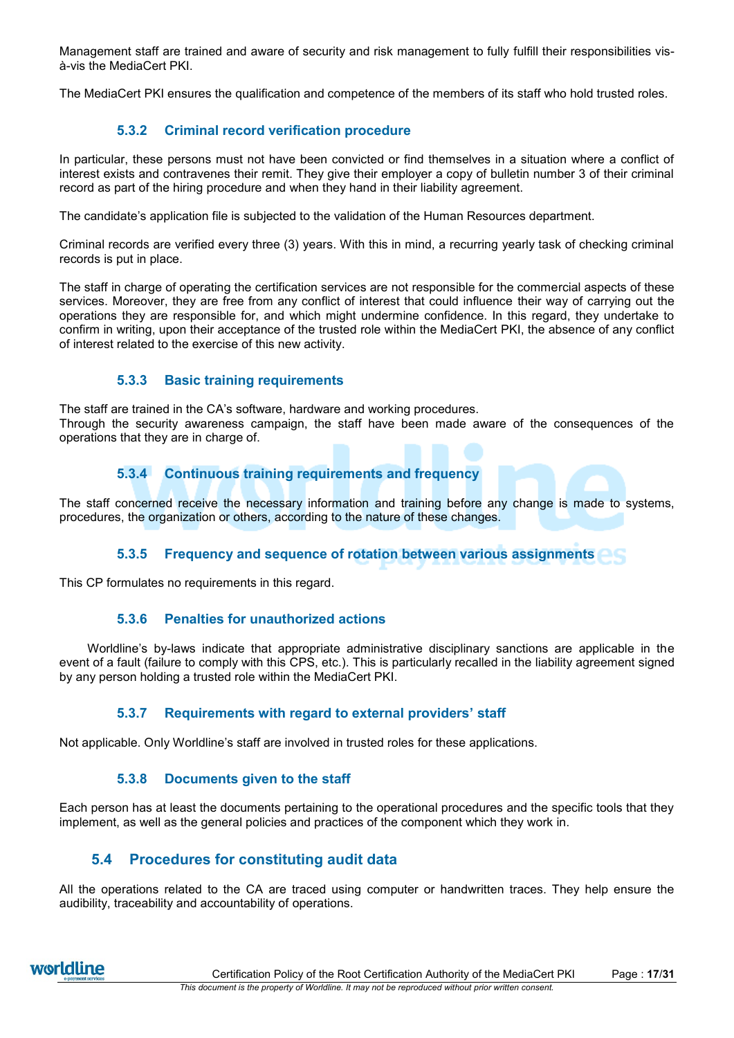Management staff are trained and aware of security and risk management to fully fulfill their responsibilities vis-à-vis the MediaCert PKI.

The MediaCert PKI ensures the qualification and competence of the members of its staff who hold trusted roles.

### 5.3.2 Criminal record verification procedure

In particular, these persons must not have been convicted or find themselves in a situation where a conflict of interest exists and contravenes their remit. They give their employer a copy of bulletin number 3 of their criminal record as part of the hiring procedure and when they hand in their liability agreement.

The candidate's application file is subjected to the validation of the Human Resources department.

Criminal records are verified every three (3) years. With this in mind, a recurring yearly task of checking criminal records is put in place.

The staff in charge of operating the certification services are not responsible for the commercial aspects of these services. Moreover, they are free from any conflict of interest that could influence their way of carrying out the operations they are responsible for, and which might undermine confidence. In this regard, they undertake to confirm in writing, upon their acceptance of the trusted role within the MediaCert PKI, the absence of any conflict of interest related to the exercise of this new activity.

### 5.3.3 Basic training requirements

The staff are trained in the CA's software, hardware and working procedures.
Through the security awareness campaign, the staff have been made aware of the consequences of the operations that they are in charge of.

### 5.3.4 Continuous training requirements and frequency

The staff concerned receive the necessary information and training before any change is made to systems, procedures, the organization or others, according to the nature of these changes.

### 5.3.5 Frequency and sequence of rotation between various assignments

This CP formulates no requirements in this regard.

### 5.3.6 Penalties for unauthorized actions

Worldline's by-laws indicate that appropriate administrative disciplinary sanctions are applicable in the event of a fault (failure to comply with this CPS, etc.). This is particularly recalled in the liability agreement signed by any person holding a trusted role within the MediaCert PKI.

### 5.3.7 Requirements with regard to external providers' staff

Not applicable. Only Worldline's staff are involved in trusted roles for these applications.

### 5.3.8 Documents given to the staff

Each person has at least the documents pertaining to the operational procedures and the specific tools that they implement, as well as the general policies and practices of the component which they work in.

## 5.4 Procedures for constituting audit data

All the operations related to the CA are traced using computer or handwritten traces. They help ensure the audibility, traceability and accountability of operations.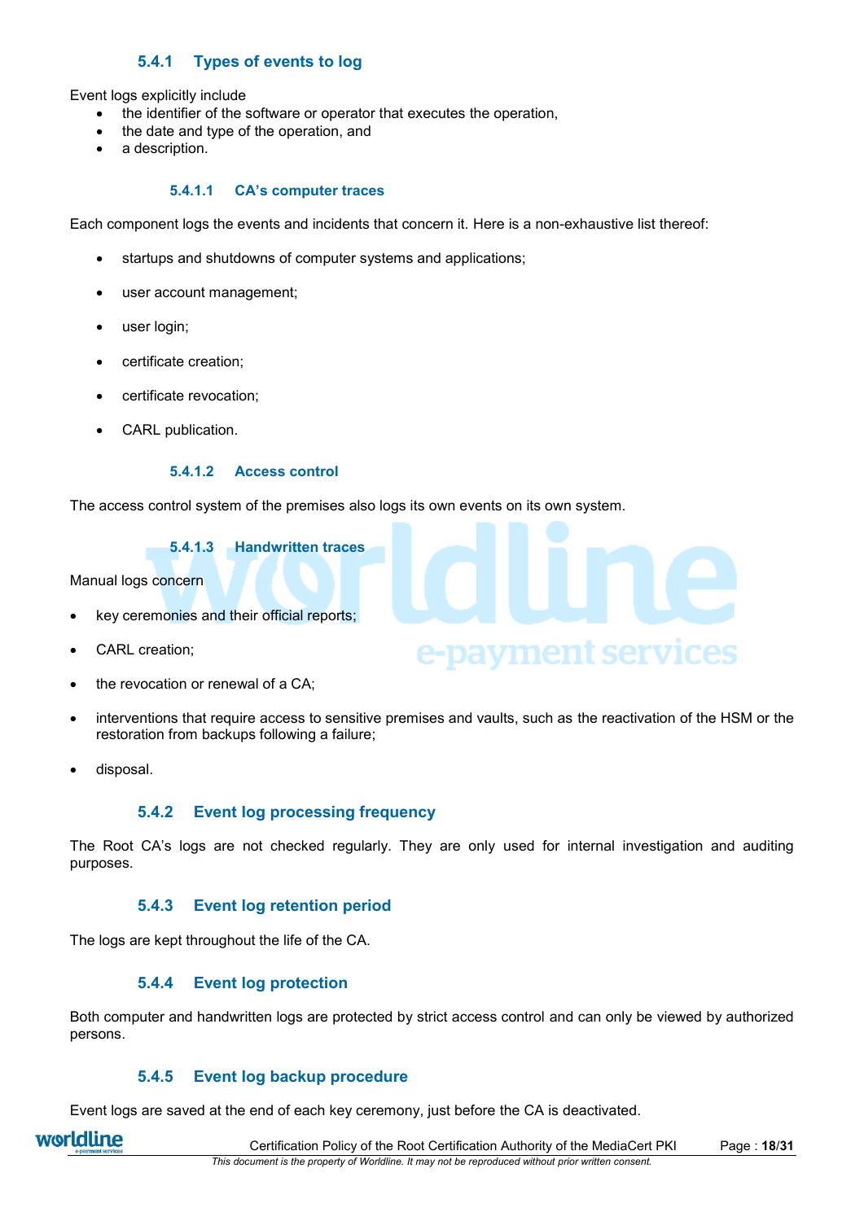### 5.4.1 Types of events to log

Event logs explicitly include

- the identifier of the software or operator that executes the operation,
- the date and type of the operation, and
- a description.

#### 5.4.1.1 CA's computer traces

Each component logs the events and incidents that concern it. Here is a non-exhaustive list thereof:

- startups and shutdowns of computer systems and applications;
- user account management;
- user login;
- certificate creation;
- certificate revocation;
- CARL publication.

#### 5.4.1.2 Access control

The access control system of the premises also logs its own events on its own system.

#### 5.4.1.3 Handwritten traces

Manual logs concern

- key ceremonies and their official reports;
- CARL creation;
- the revocation or renewal of a CA;
- interventions that require access to sensitive premises and vaults, such as the reactivation of the HSM or the restoration from backups following a failure;
- disposal.

### 5.4.2 Event log processing frequency

The Root CA's logs are not checked regularly. They are only used for internal investigation and auditing purposes.

### 5.4.3 Event log retention period

The logs are kept throughout the life of the CA.

### 5.4.4 Event log protection

Both computer and handwritten logs are protected by strict access control and can only be viewed by authorized persons.

### 5.4.5 Event log backup procedure

Event logs are saved at the end of each key ceremony, just before the CA is deactivated.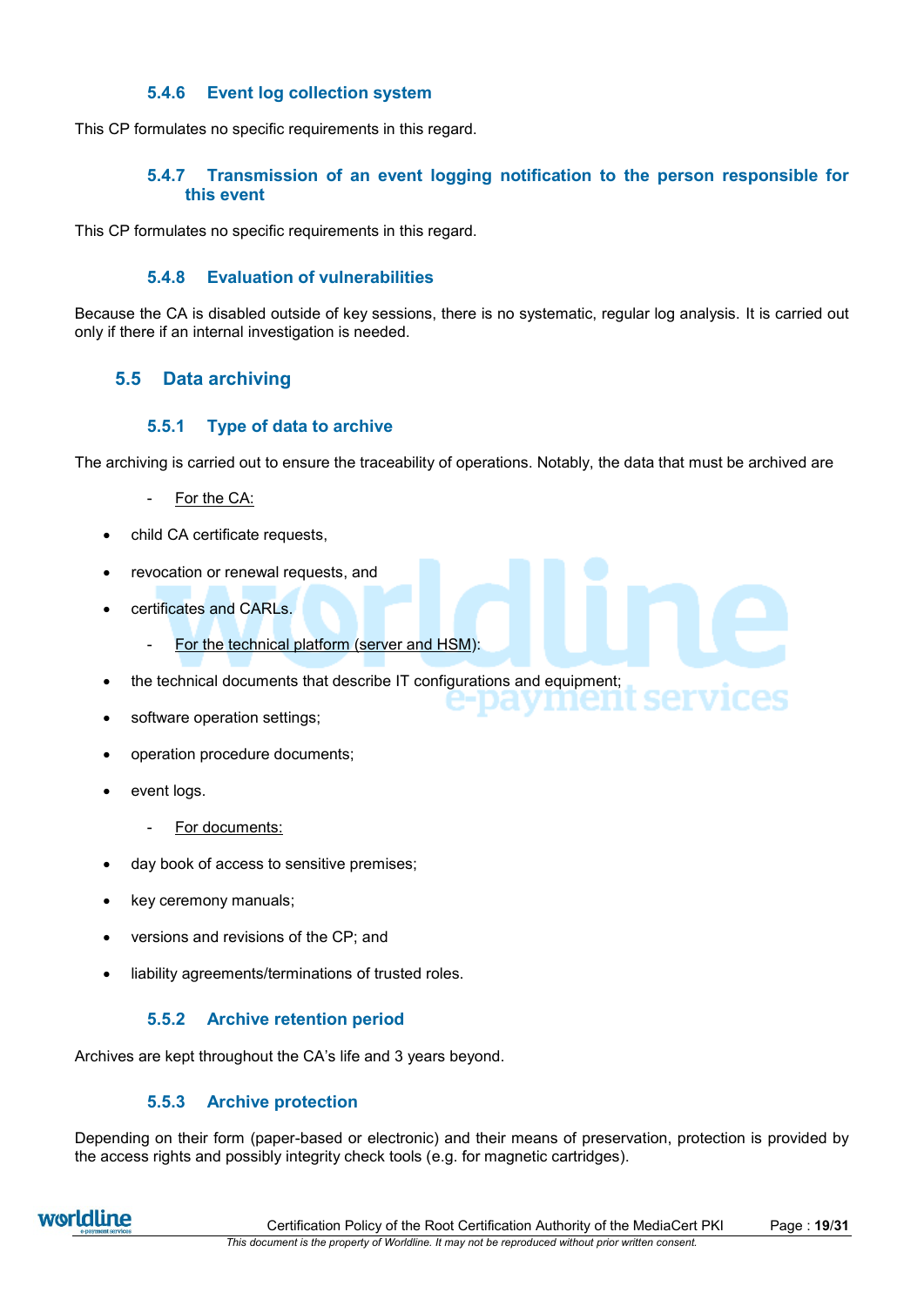#### 5.4.6 Event log collection system

This CP formulates no specific requirements in this regard.

#### 5.4.7 Transmission of an event logging notification to the person responsible for this event

This CP formulates no specific requirements in this regard.

#### 5.4.8 Evaluation of vulnerabilities

Because the CA is disabled outside of key sessions, there is no systematic, regular log analysis. It is carried out only if there if an internal investigation is needed.

### 5.5 Data archiving

#### 5.5.1 Type of data to archive

The archiving is carried out to ensure the traceability of operations. Notably, the data that must be archived are

- For the CA:

- child CA certificate requests,
- revocation or renewal requests, and
- certificates and CARLs.

- For the technical platform (server and HSM):

- the technical documents that describe IT configurations and equipment;
- software operation settings;
- operation procedure documents;
- event logs.

- For documents:

- day book of access to sensitive premises;
- key ceremony manuals;
- versions and revisions of the CP; and
- liability agreements/terminations of trusted roles.

#### 5.5.2 Archive retention period

Archives are kept throughout the CA's life and 3 years beyond.

#### 5.5.3 Archive protection

Depending on their form (paper-based or electronic) and their means of preservation, protection is provided by the access rights and possibly integrity check tools (e.g. for magnetic cartridges).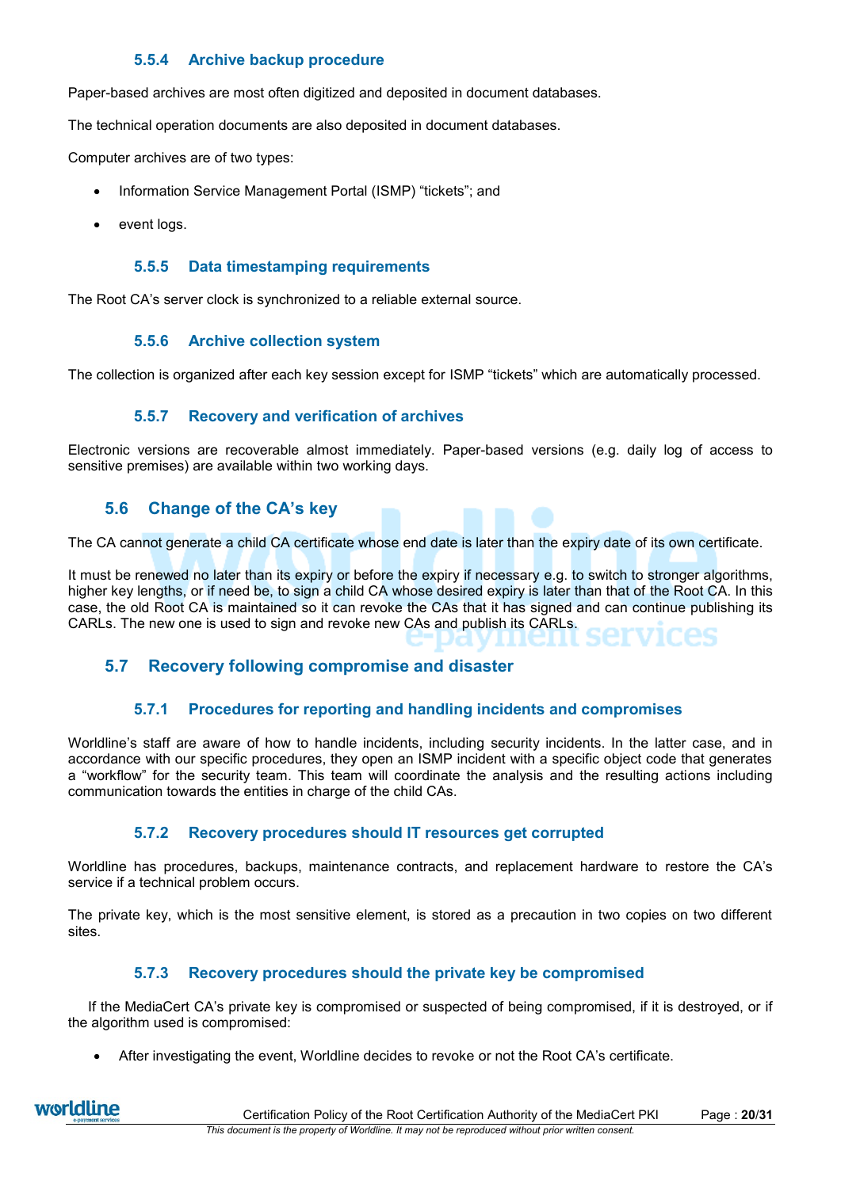#### 5.5.4 Archive backup procedure

Paper-based archives are most often digitized and deposited in document databases.

The technical operation documents are also deposited in document databases.

Computer archives are of two types:

- Information Service Management Portal (ISMP) “tickets”; and
- event logs.

#### 5.5.5 Data timestamping requirements

The Root CA’s server clock is synchronized to a reliable external source.

#### 5.5.6 Archive collection system

The collection is organized after each key session except for ISMP “tickets” which are automatically processed.

#### 5.5.7 Recovery and verification of archives

Electronic versions are recoverable almost immediately. Paper-based versions (e.g. daily log of access to sensitive premises) are available within two working days.

### 5.6 Change of the CA’s key

The CA cannot generate a child CA certificate whose end date is later than the expiry date of its own certificate.

It must be renewed no later than its expiry or before the expiry if necessary e.g. to switch to stronger algorithms, higher key lengths, or if need be, to sign a child CA whose desired expiry is later than that of the Root CA. In this case, the old Root CA is maintained so it can revoke the CAs that it has signed and can continue publishing its CARLs. The new one is used to sign and revoke new CAs and publish its CARLs.

### 5.7 Recovery following compromise and disaster

#### 5.7.1 Procedures for reporting and handling incidents and compromises

Worldline’s staff are aware of how to handle incidents, including security incidents. In the latter case, and in accordance with our specific procedures, they open an ISMP incident with a specific object code that generates a “workflow” for the security team. This team will coordinate the analysis and the resulting actions including communication towards the entities in charge of the child CAs.

#### 5.7.2 Recovery procedures should IT resources get corrupted

Worldline has procedures, backups, maintenance contracts, and replacement hardware to restore the CA’s service if a technical problem occurs.

The private key, which is the most sensitive element, is stored as a precaution in two copies on two different sites.

#### 5.7.3 Recovery procedures should the private key be compromised

If the MediaCert CA’s private key is compromised or suspected of being compromised, if it is destroyed, or if the algorithm used is compromised:

- After investigating the event, Worldline decides to revoke or not the Root CA’s certificate.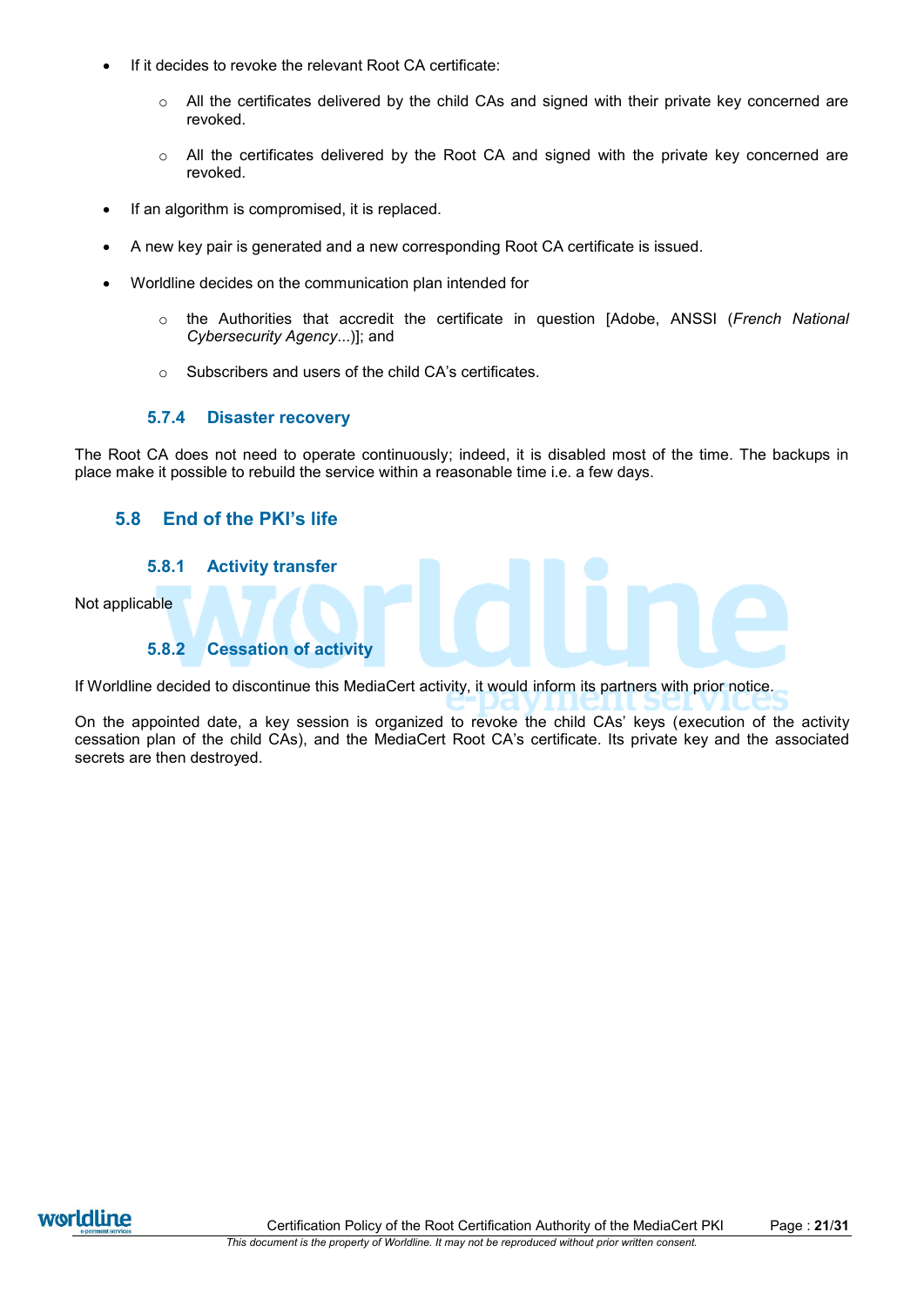- If it decides to revoke the relevant Root CA certificate:
  - All the certificates delivered by the child CAs and signed with their private key concerned are revoked.
  - All the certificates delivered by the Root CA and signed with the private key concerned are revoked.
- If an algorithm is compromised, it is replaced.
- A new key pair is generated and a new corresponding Root CA certificate is issued.
- Worldline decides on the communication plan intended for
  - the Authorities that accredit the certificate in question [Adobe, ANSSI (*French National Cybersecurity Agency*...)]; and
  - Subscribers and users of the child CA's certificates.

#### 5.7.4 Disaster recovery

The Root CA does not need to operate continuously; indeed, it is disabled most of the time. The backups in place make it possible to rebuild the service within a reasonable time i.e. a few days.

### 5.8 End of the PKI's life

#### 5.8.1 Activity transfer

Not applicable

#### 5.8.2 Cessation of activity

If Worldline decided to discontinue this MediaCert activity, it would inform its partners with prior notice.

On the appointed date, a key session is organized to revoke the child CAs' keys (execution of the activity cessation plan of the child CAs), and the MediaCert Root CA's certificate. Its private key and the associated secrets are then destroyed.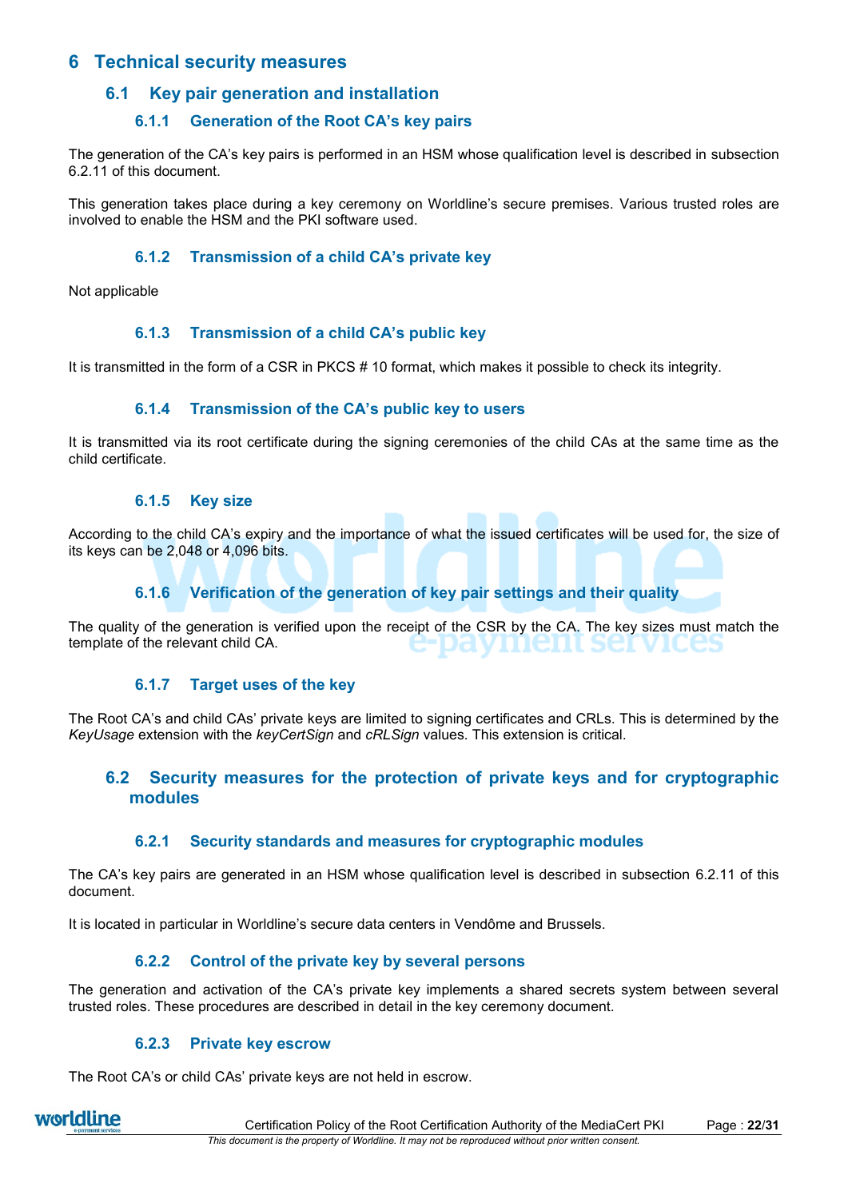# 6 Technical security measures

## 6.1 Key pair generation and installation

### 6.1.1 Generation of the Root CA's key pairs

The generation of the CA's key pairs is performed in an HSM whose qualification level is described in subsection 6.2.11 of this document.

This generation takes place during a key ceremony on Worldline's secure premises. Various trusted roles are involved to enable the HSM and the PKI software used.

### 6.1.2 Transmission of a child CA's private key

Not applicable

### 6.1.3 Transmission of a child CA's public key

It is transmitted in the form of a CSR in PKCS # 10 format, which makes it possible to check its integrity.

### 6.1.4 Transmission of the CA's public key to users

It is transmitted via its root certificate during the signing ceremonies of the child CAs at the same time as the child certificate.

### 6.1.5 Key size

According to the child CA's expiry and the importance of what the issued certificates will be used for, the size of its keys can be 2,048 or 4,096 bits.

### 6.1.6 Verification of the generation of key pair settings and their quality

The quality of the generation is verified upon the receipt of the CSR by the CA. The key sizes must match the template of the relevant child CA.

### 6.1.7 Target uses of the key

The Root CA's and child CAs' private keys are limited to signing certificates and CRLs. This is determined by the *KeyUsage* extension with the *keyCertSign* and *cRLSign* values. This extension is critical.

## 6.2 Security measures for the protection of private keys and for cryptographic modules

### 6.2.1 Security standards and measures for cryptographic modules

The CA's key pairs are generated in an HSM whose qualification level is described in subsection 6.2.11 of this document.

It is located in particular in Worldline's secure data centers in Vendôme and Brussels.

### 6.2.2 Control of the private key by several persons

The generation and activation of the CA's private key implements a shared secrets system between several trusted roles. These procedures are described in detail in the key ceremony document.

### 6.2.3 Private key escrow

The Root CA's or child CAs' private keys are not held in escrow.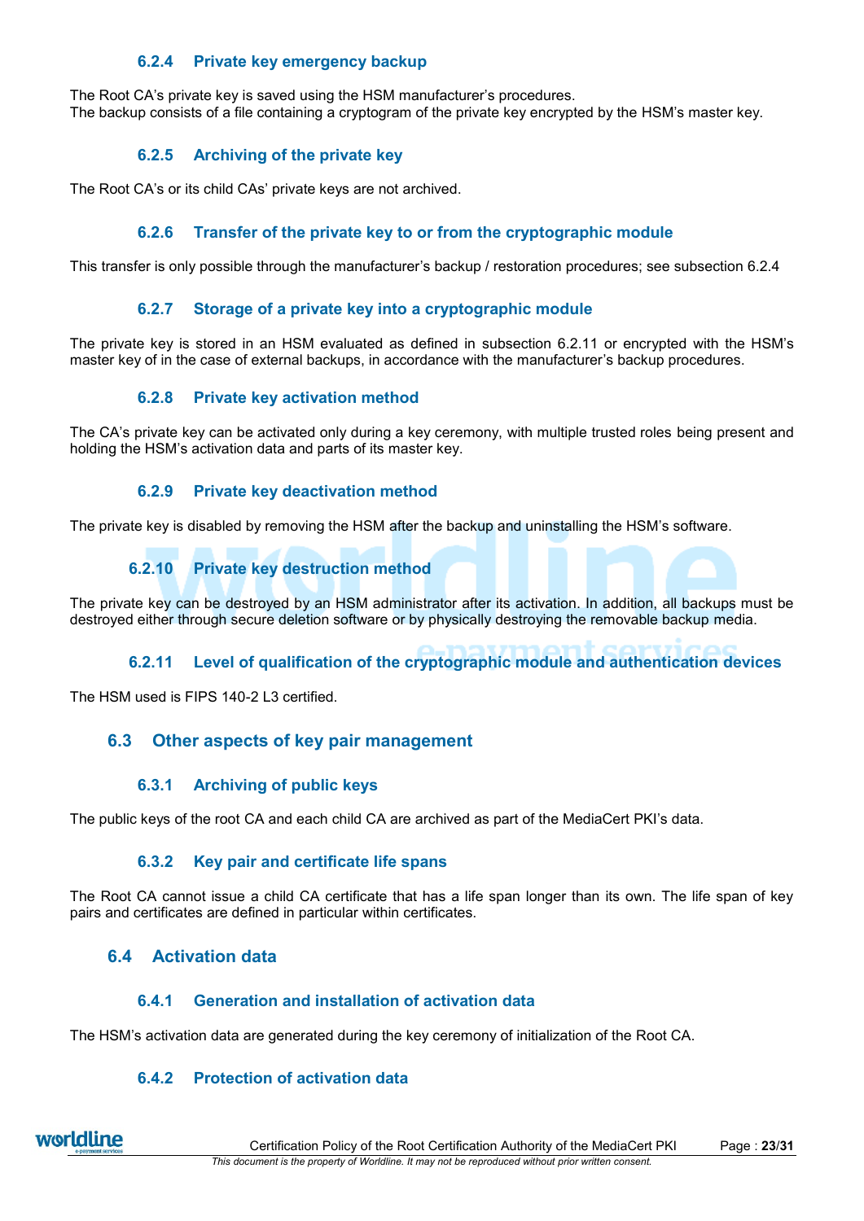### 6.2.4 Private key emergency backup

The Root CA's private key is saved using the HSM manufacturer's procedures.
The backup consists of a file containing a cryptogram of the private key encrypted by the HSM's master key.

### 6.2.5 Archiving of the private key

The Root CA's or its child CAs' private keys are not archived.

### 6.2.6 Transfer of the private key to or from the cryptographic module

This transfer is only possible through the manufacturer's backup / restoration procedures; see subsection 6.2.4

### 6.2.7 Storage of a private key into a cryptographic module

The private key is stored in an HSM evaluated as defined in subsection 6.2.11 or encrypted with the HSM's master key of in the case of external backups, in accordance with the manufacturer's backup procedures.

### 6.2.8 Private key activation method

The CA's private key can be activated only during a key ceremony, with multiple trusted roles being present and holding the HSM's activation data and parts of its master key.

### 6.2.9 Private key deactivation method

The private key is disabled by removing the HSM after the backup and uninstalling the HSM's software.

### 6.2.10 Private key destruction method

The private key can be destroyed by an HSM administrator after its activation. In addition, all backups must be destroyed either through secure deletion software or by physically destroying the removable backup media.

### 6.2.11 Level of qualification of the cryptographic module and authentication devices

The HSM used is FIPS 140-2 L3 certified.

## 6.3 Other aspects of key pair management

### 6.3.1 Archiving of public keys

The public keys of the root CA and each child CA are archived as part of the MediaCert PKI's data.

### 6.3.2 Key pair and certificate life spans

The Root CA cannot issue a child CA certificate that has a life span longer than its own. The life span of key pairs and certificates are defined in particular within certificates.

## 6.4 Activation data

### 6.4.1 Generation and installation of activation data

The HSM's activation data are generated during the key ceremony of initialization of the Root CA.

### 6.4.2 Protection of activation data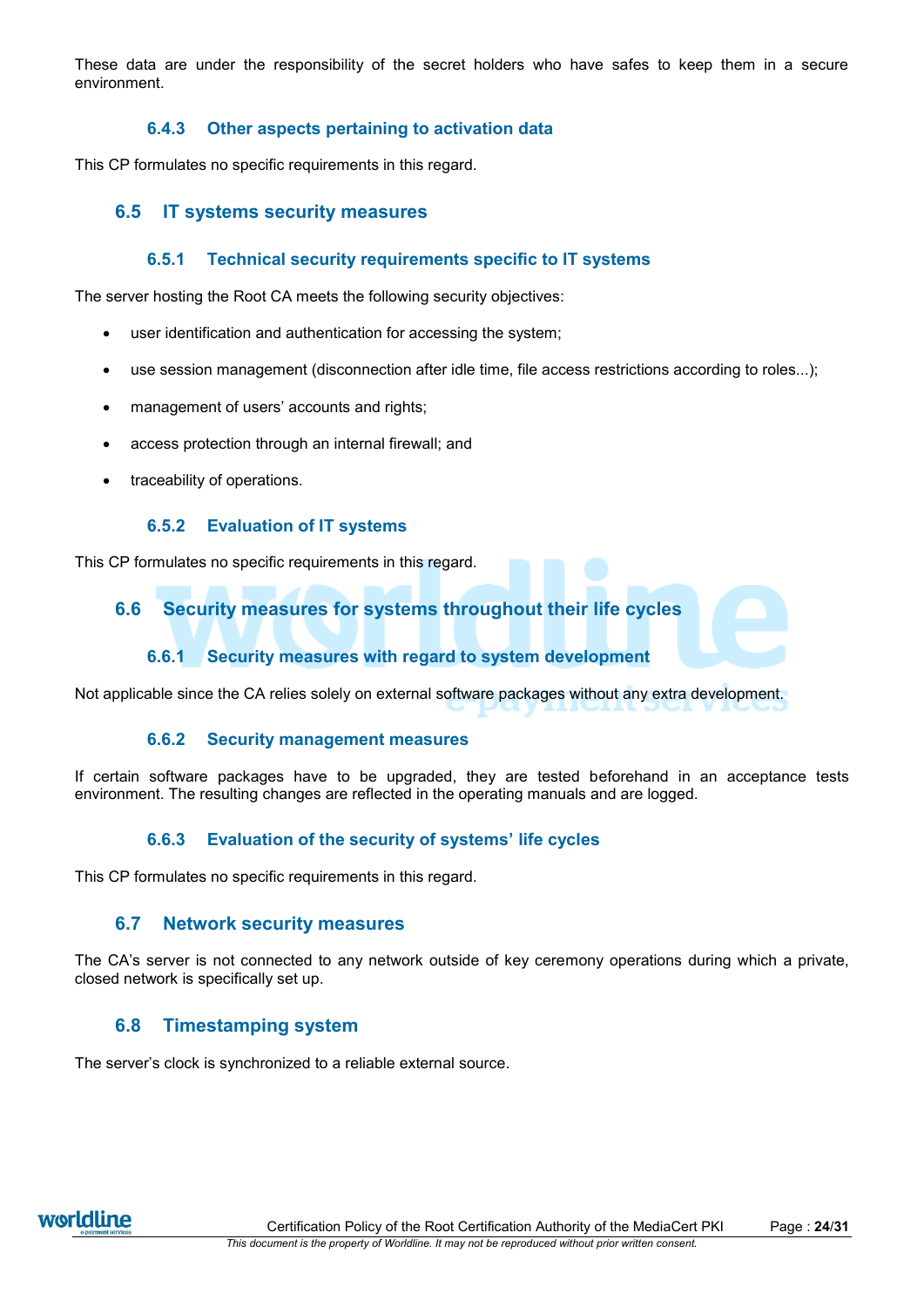These data are under the responsibility of the secret holders who have safes to keep them in a secure environment.

### 6.4.3 Other aspects pertaining to activation data

This CP formulates no specific requirements in this regard.

## 6.5 IT systems security measures

### 6.5.1 Technical security requirements specific to IT systems

The server hosting the Root CA meets the following security objectives:

- user identification and authentication for accessing the system;
- use session management (disconnection after idle time, file access restrictions according to roles...);
- management of users' accounts and rights;
- access protection through an internal firewall; and
- traceability of operations.

### 6.5.2 Evaluation of IT systems

This CP formulates no specific requirements in this regard.

## 6.6 Security measures for systems throughout their life cycles

### 6.6.1 Security measures with regard to system development

Not applicable since the CA relies solely on external software packages without any extra development.

### 6.6.2 Security management measures

If certain software packages have to be upgraded, they are tested beforehand in an acceptance tests environment. The resulting changes are reflected in the operating manuals and are logged.

### 6.6.3 Evaluation of the security of systems' life cycles

This CP formulates no specific requirements in this regard.

## 6.7 Network security measures

The CA's server is not connected to any network outside of key ceremony operations during which a private, closed network is specifically set up.

## 6.8 Timestamping system

The server's clock is synchronized to a reliable external source.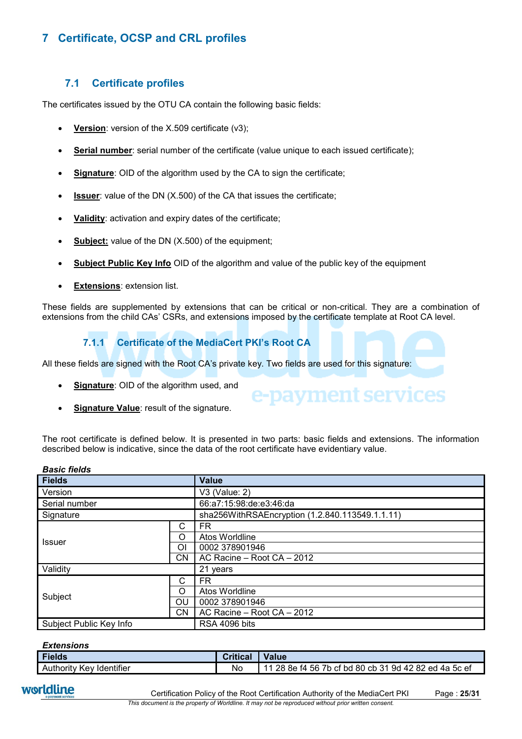# 7 Certificate, OCSP and CRL profiles

## 7.1 Certificate profiles

The certificates issued by the OTU CA contain the following basic fields:

- **Version**: version of the X.509 certificate (v3);
- **Serial number**: serial number of the certificate (value unique to each issued certificate);
- **Signature**: OID of the algorithm used by the CA to sign the certificate;
- **Issuer**: value of the DN (X.500) of the CA that issues the certificate;
- **Validity**: activation and expiry dates of the certificate;
- **Subject:** value of the DN (X.500) of the equipment;
- **Subject Public Key Info** OID of the algorithm and value of the public key of the equipment
- **Extensions**: extension list.

These fields are supplemented by extensions that can be critical or non-critical. They are a combination of extensions from the child CAs' CSRs, and extensions imposed by the certificate template at Root CA level.

### 7.1.1 Certificate of the MediaCert PKI's Root CA

All these fields are signed with the Root CA's private key. Two fields are used for this signature:

- **Signature**: OID of the algorithm used, and
- **Signature Value**: result of the signature.

The root certificate is defined below. It is presented in two parts: basic fields and extensions. The information described below is indicative, since the data of the root certificate have evidentiary value.

***Basic fields***

| Fields | | Value |
|---|---|---|
| Version | | V3 (Value: 2) |
| Serial number | | 66:a7:15:98:de:e3:46:da |
| Signature | | sha256WithRSAEncryption (1.2.840.113549.1.1.11) |
| Issuer | C | FR |
| | O | Atos Worldline |
| | OI | 0002 378901946 |
| | CN | AC Racine – Root CA – 2012 |
| Validity | | 21 years |
| Subject | C | FR |
| | O | Atos Worldline |
| | OU | 0002 378901946 |
| | CN | AC Racine – Root CA – 2012 |
| Subject Public Key Info | | RSA 4096 bits |

***Extensions***

| Fields | Critical | Value |
|---|---|---|
| Authority Key Identifier | No | 11 28 8e f4 56 7b cf bd 80 cb 31 9d 42 82 ed 4a 5c ef |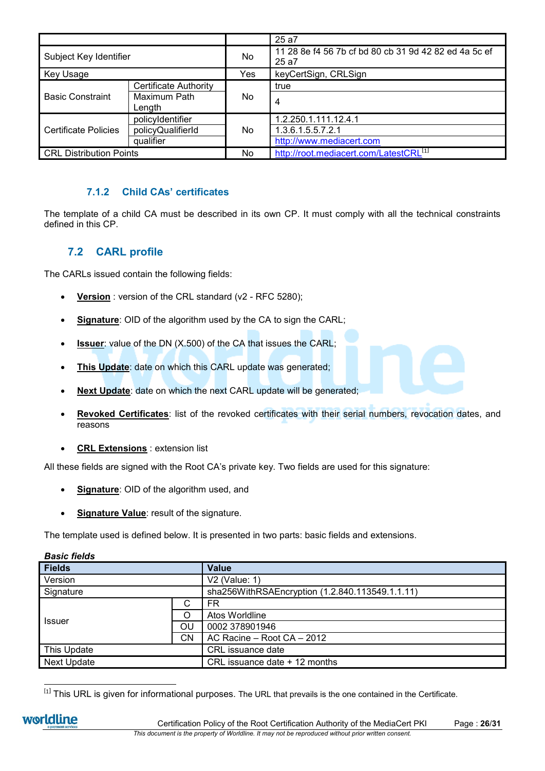| | | |
|---|---|---|
| | | 25 a7 |
| Subject Key Identifier | No | 11 28 8e f4 56 7b cf bd 80 cb 31 9d 42 82 ed 4a 5c ef 25 a7 |
| Key Usage | Yes | keyCertSign, CRLSign |
| Basic Constraint – Certificate Authority | No | true |
| Basic Constraint – Maximum Path Length | | 4 |
| Certificate Policies – policyIdentifier | No | 1.2.250.1.111.12.4.1 |
| Certificate Policies – policyQualifierId | | 1.3.6.1.5.5.7.2.1 |
| Certificate Policies – qualifier | | http://www.mediacert.com |
| CRL Distribution Points | No | http://root.mediacert.com/LatestCRL[1] |

### 7.1.2 Child CAs' certificates

The template of a child CA must be described in its own CP. It must comply with all the technical constraints defined in this CP.

## 7.2 CARL profile

The CARLs issued contain the following fields:

- **Version** : version of the CRL standard (v2 - RFC 5280);
- **Signature**: OID of the algorithm used by the CA to sign the CARL;
- **Issuer**: value of the DN (X.500) of the CA that issues the CARL;
- **This Update**: date on which this CARL update was generated;
- **Next Update**: date on which the next CARL update will be generated;
- **Revoked Certificates**: list of the revoked certificates with their serial numbers, revocation dates, and reasons
- **CRL Extensions** : extension list

All these fields are signed with the Root CA's private key. Two fields are used for this signature:

- **Signature**: OID of the algorithm used, and
- **Signature Value**: result of the signature.

The template used is defined below. It is presented in two parts: basic fields and extensions.

***Basic fields***

| Fields | | Value |
|---|---|---|
| Version | | V2 (Value: 1) |
| Signature | | sha256WithRSAEncryption (1.2.840.113549.1.1.11) |
| Issuer | C | FR |
| | O | Atos Worldline |
| | OU | 0002 378901946 |
| | CN | AC Racine – Root CA – 2012 |
| This Update | | CRL issuance date |
| Next Update | | CRL issuance date + 12 months |

[1] This URL is given for informational purposes. The URL that prevails is the one contained in the Certificate.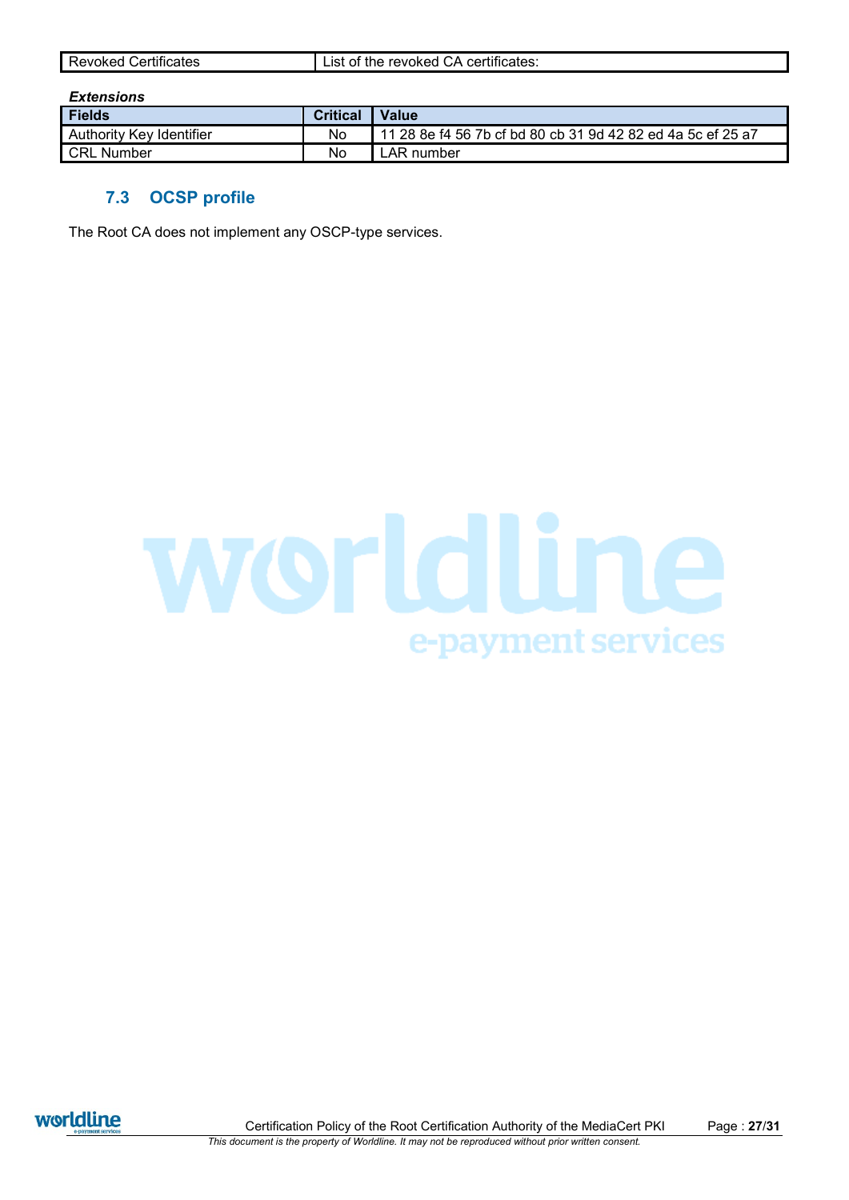| Revoked Certificates | List of the revoked CA certificates: |
|---|---|

***Extensions***

| Fields | Critical | Value |
|---|---|---|
| Authority Key Identifier | No | 11 28 8e f4 56 7b cf bd 80 cb 31 9d 42 82 ed 4a 5c ef 25 a7 |
| CRL Number | No | LAR number |

## 7.3 OCSP profile

The Root CA does not implement any OSCP-type services.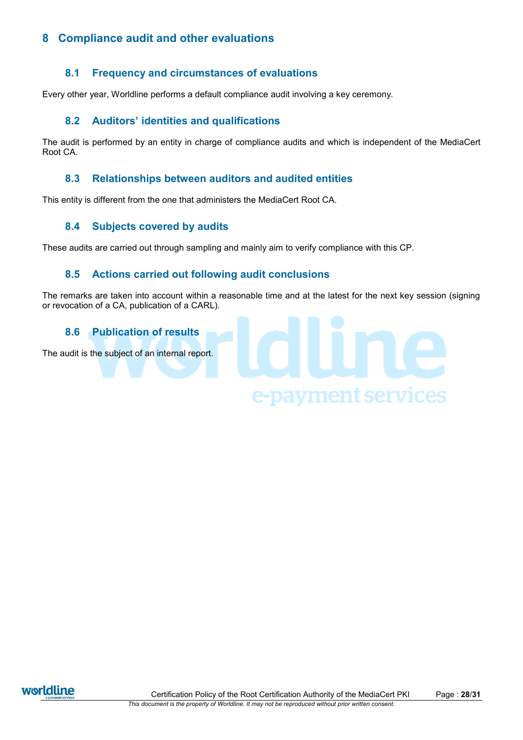# 8 Compliance audit and other evaluations

## 8.1 Frequency and circumstances of evaluations

Every other year, Worldline performs a default compliance audit involving a key ceremony.

## 8.2 Auditors' identities and qualifications

The audit is performed by an entity in charge of compliance audits and which is independent of the MediaCert Root CA.

## 8.3 Relationships between auditors and audited entities

This entity is different from the one that administers the MediaCert Root CA.

## 8.4 Subjects covered by audits

These audits are carried out through sampling and mainly aim to verify compliance with this CP.

## 8.5 Actions carried out following audit conclusions

The remarks are taken into account within a reasonable time and at the latest for the next key session (signing or revocation of a CA, publication of a CARL).

## 8.6 Publication of results

The audit is the subject of an internal report.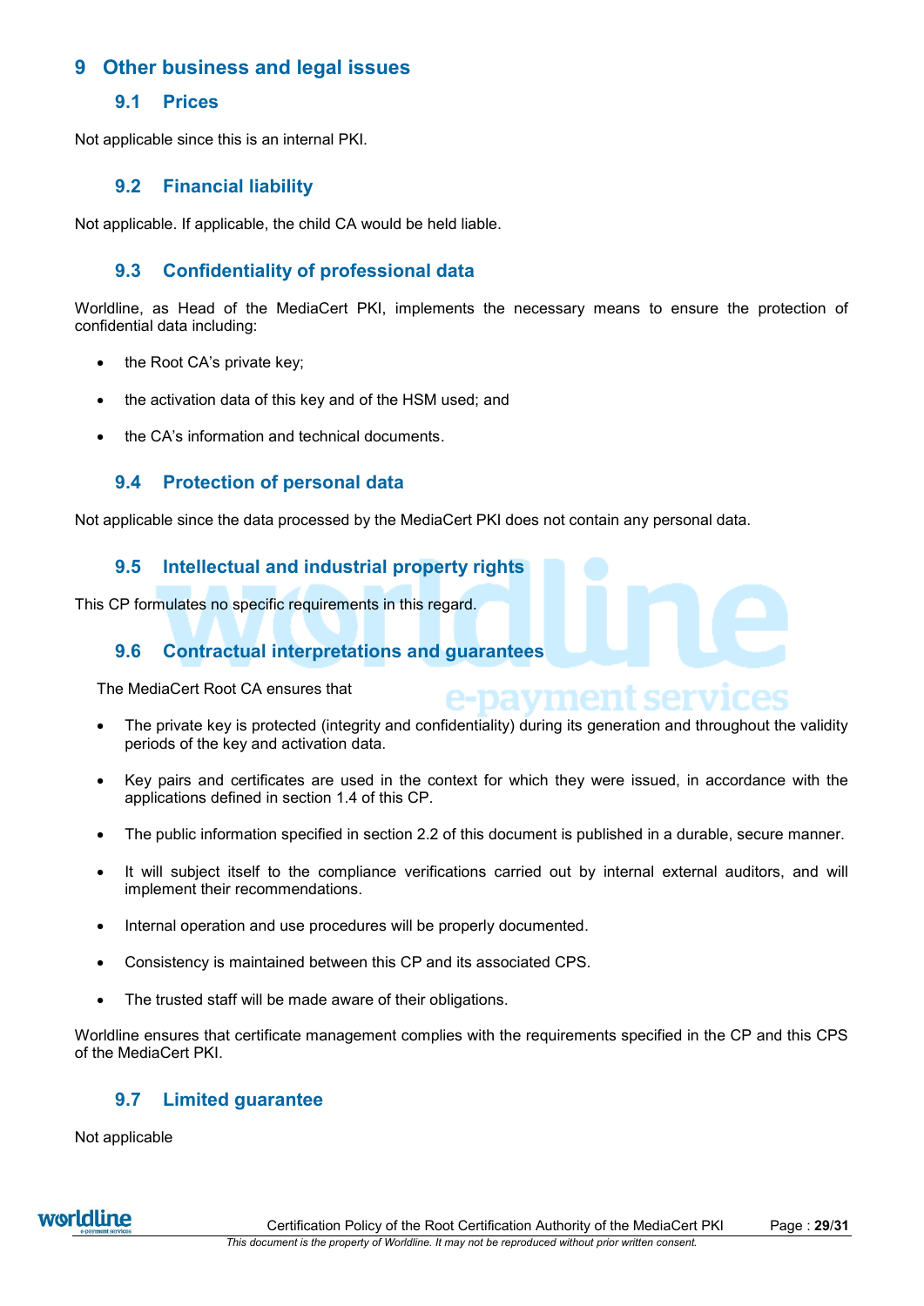# 9 Other business and legal issues

## 9.1 Prices

Not applicable since this is an internal PKI.

## 9.2 Financial liability

Not applicable. If applicable, the child CA would be held liable.

## 9.3 Confidentiality of professional data

Worldline, as Head of the MediaCert PKI, implements the necessary means to ensure the protection of confidential data including:

- the Root CA's private key;
- the activation data of this key and of the HSM used; and
- the CA's information and technical documents.

## 9.4 Protection of personal data

Not applicable since the data processed by the MediaCert PKI does not contain any personal data.

## 9.5 Intellectual and industrial property rights

This CP formulates no specific requirements in this regard.

## 9.6 Contractual interpretations and guarantees

The MediaCert Root CA ensures that

- The private key is protected (integrity and confidentiality) during its generation and throughout the validity periods of the key and activation data.
- Key pairs and certificates are used in the context for which they were issued, in accordance with the applications defined in section 1.4 of this CP.
- The public information specified in section 2.2 of this document is published in a durable, secure manner.
- It will subject itself to the compliance verifications carried out by internal external auditors, and will implement their recommendations.
- Internal operation and use procedures will be properly documented.
- Consistency is maintained between this CP and its associated CPS.
- The trusted staff will be made aware of their obligations.

Worldline ensures that certificate management complies with the requirements specified in the CP and this CPS of the MediaCert PKI.

## 9.7 Limited guarantee

Not applicable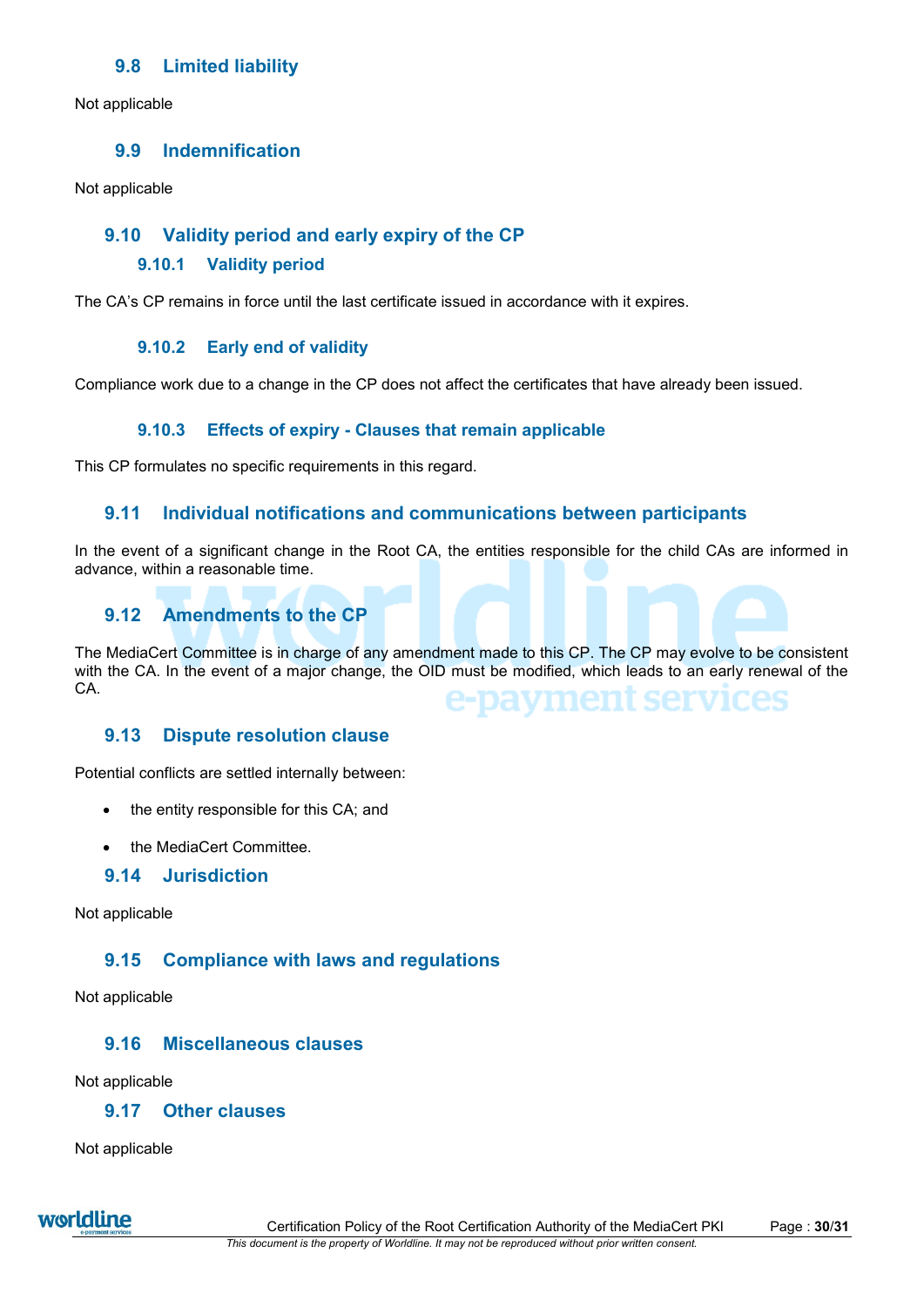## 9.8 Limited liability

Not applicable

## 9.9 Indemnification

Not applicable

## 9.10 Validity period and early expiry of the CP

### 9.10.1 Validity period

The CA's CP remains in force until the last certificate issued in accordance with it expires.

### 9.10.2 Early end of validity

Compliance work due to a change in the CP does not affect the certificates that have already been issued.

### 9.10.3 Effects of expiry - Clauses that remain applicable

This CP formulates no specific requirements in this regard.

## 9.11 Individual notifications and communications between participants

In the event of a significant change in the Root CA, the entities responsible for the child CAs are informed in advance, within a reasonable time.

## 9.12 Amendments to the CP

The MediaCert Committee is in charge of any amendment made to this CP. The CP may evolve to be consistent with the CA. In the event of a major change, the OID must be modified, which leads to an early renewal of the CA.

## 9.13 Dispute resolution clause

Potential conflicts are settled internally between:

- the entity responsible for this CA; and
- the MediaCert Committee.

## 9.14 Jurisdiction

Not applicable

## 9.15 Compliance with laws and regulations

Not applicable

## 9.16 Miscellaneous clauses

Not applicable

## 9.17 Other clauses

Not applicable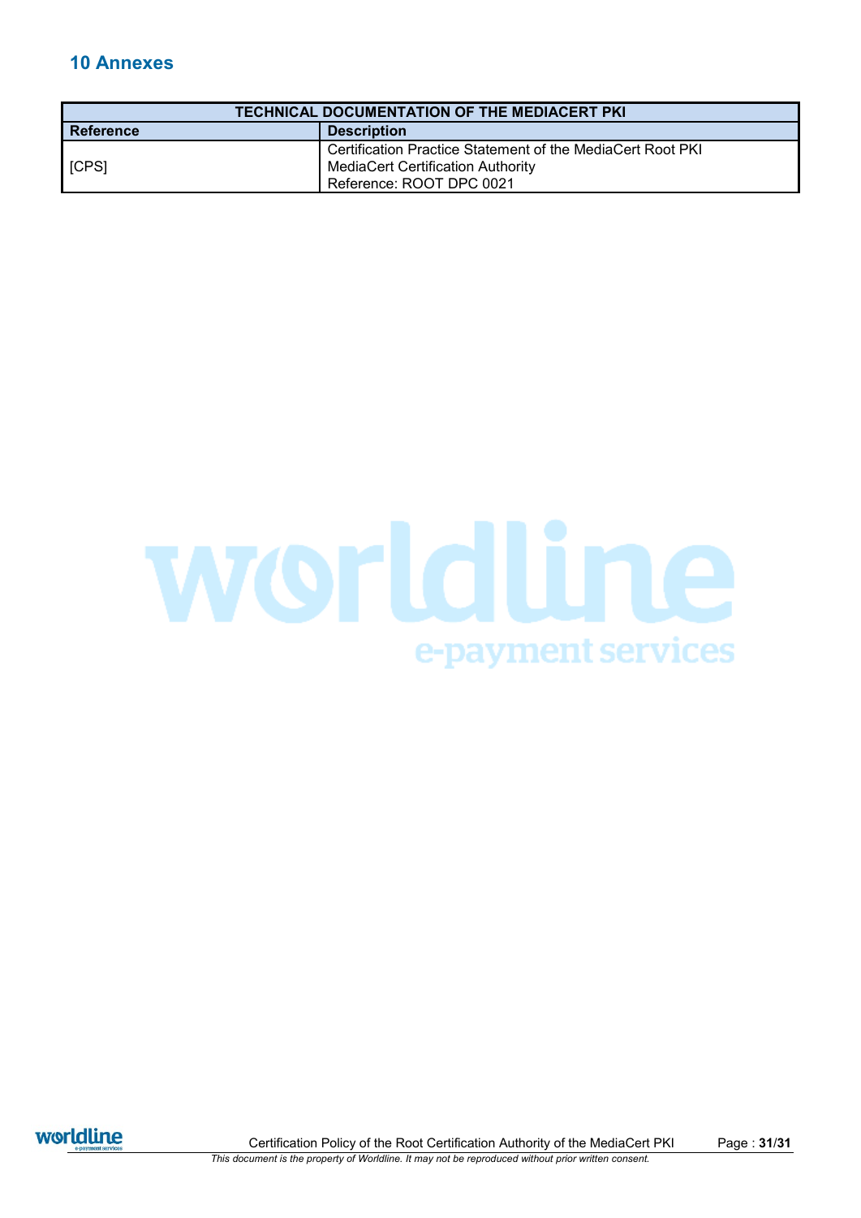# 10 Annexes

| TECHNICAL DOCUMENTATION OF THE MEDIACERT PKI | |
|---|---|
| **Reference** | **Description** |
| [CPS] | Certification Practice Statement of the MediaCert Root PKI<br>MediaCert Certification Authority<br>Reference: ROOT DPC 0021 |